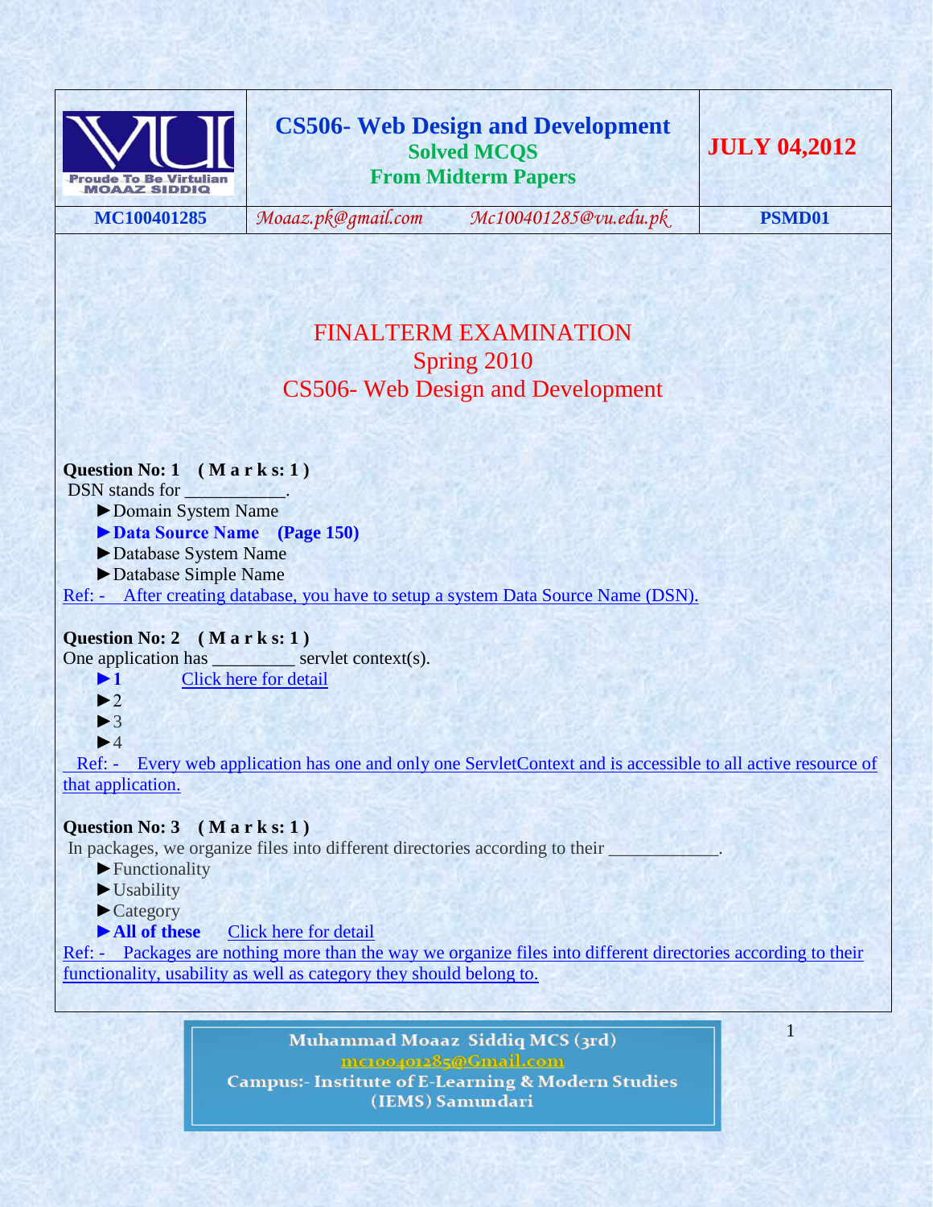| | **CS506- Web Design and Development** **Solved MCQS** **From Midterm Papers** | **JULY 04,2012** |
|---|---|---|
| **MC100401285** | *Moaaz.pk@gmail.com* *Mc100401285@vu.edu.pk* | **PSMD01** |

# FINALTERM EXAMINATION
## Spring 2010
## CS506- Web Design and Development

**Question No: 1 ( M a r k s: 1 )**

DSN stands for ___________.

► Domain System Name
► **Data Source Name (Page 150)**
► Database System Name
► Database Simple Name

Ref: - After creating database, you have to setup a system Data Source Name (DSN).

**Question No: 2 ( M a r k s: 1 )**

One application has _________ servlet context(s).

► **1** Click here for detail
► 2
► 3
► 4

Ref: - Every web application has one and only one ServletContext and is accessible to all active resource of that application.

**Question No: 3 ( M a r k s: 1 )**

In packages, we organize files into different directories according to their ____________.

► Functionality
► Usability
► Category
► **All of these** Click here for detail

Ref: - Packages are nothing more than the way we organize files into different directories according to their functionality, usability as well as category they should belong to.

Muhammad Moaaz Siddiq MCS (3rd)
mc100401285@Gmail.com
Campus:- Institute of E-Learning & Modern Studies (IEMS) Samundari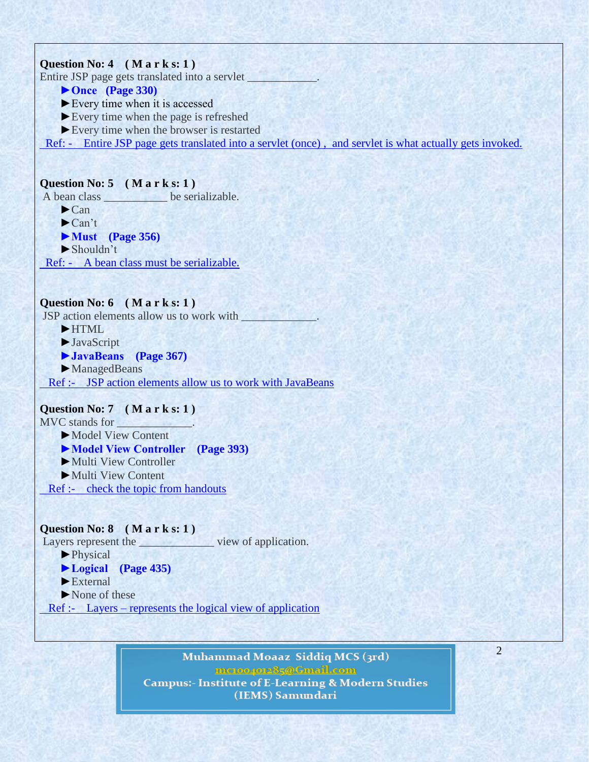**Question No: 4 ( M a r k s: 1 )**

Entire JSP page gets translated into a servlet ____________.

- ► **Once (Page 330)**
- ► Every time when it is accessed
- ► Every time when the page is refreshed
- ► Every time when the browser is restarted

Ref: - Entire JSP page gets translated into a servlet (once) , and servlet is what actually gets invoked.

**Question No: 5 ( M a r k s: 1 )**

A bean class ___________ be serializable.

- ► Can
- ► Can't
- ► **Must (Page 356)**
- ► Shouldn't

Ref: - A bean class must be serializable.

**Question No: 6 ( M a r k s: 1 )**

JSP action elements allow us to work with _____________.

- ► HTML
- ► JavaScript
- ► **JavaBeans (Page 367)**
- ► ManagedBeans

Ref :- JSP action elements allow us to work with JavaBeans

**Question No: 7 ( M a r k s: 1 )**

MVC stands for _____________.

- ► Model View Content
- ► **Model View Controller (Page 393)**
- ► Multi View Controller
- ► Multi View Content

Ref :- check the topic from handouts

**Question No: 8 ( M a r k s: 1 )**

Layers represent the _____________ view of application.

- ► Physical
- ► **Logical (Page 435)**
- ► External
- ► None of these

Ref :- Layers – represents the logical view of application

Muhammad Moaaz Siddiq MCS (3rd)
mc100401285@Gmail.com
Campus:- Institute of E-Learning & Modern Studies (IEMS) Samundari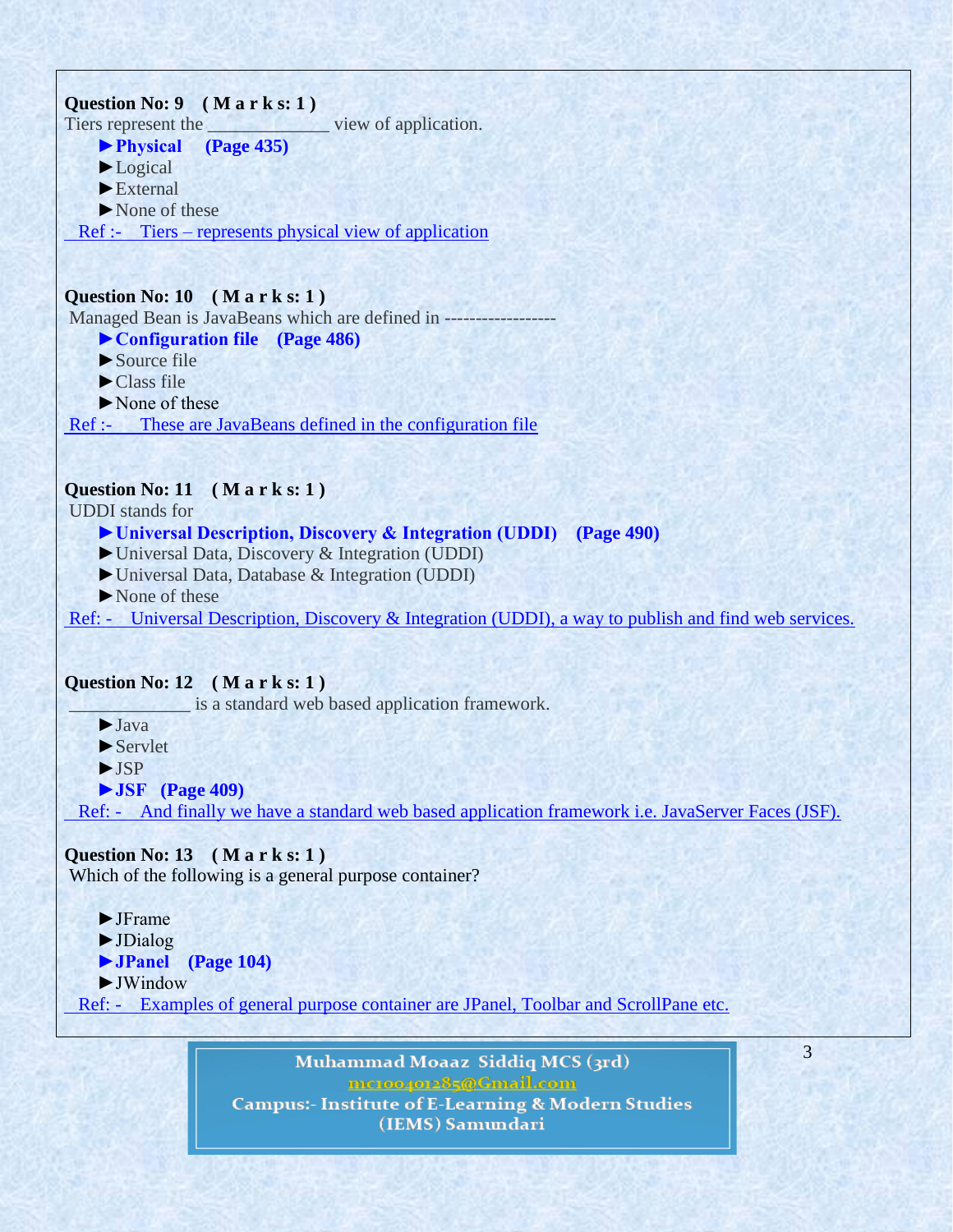**Question No: 9 ( M a r k s: 1 )**
Tiers represent the _____________ view of application.

- ► **Physical (Page 435)**
- ► Logical
- ► External
- ► None of these

Ref :- Tiers – represents physical view of application

**Question No: 10 ( M a r k s: 1 )**
Managed Bean is JavaBeans which are defined in ------------------

- ► **Configuration file (Page 486)**
- ► Source file
- ► Class file
- ► None of these

Ref :- These are JavaBeans defined in the configuration file

**Question No: 11 ( M a r k s: 1 )**
UDDI stands for

- ► **Universal Description, Discovery & Integration (UDDI) (Page 490)**
- ► Universal Data, Discovery & Integration (UDDI)
- ► Universal Data, Database & Integration (UDDI)
- ► None of these

Ref: - Universal Description, Discovery & Integration (UDDI), a way to publish and find web services.

**Question No: 12 ( M a r k s: 1 )**
_____________ is a standard web based application framework.

- ► Java
- ► Servlet
- ► JSP
- ► **JSF (Page 409)**

Ref: - And finally we have a standard web based application framework i.e. JavaServer Faces (JSF).

**Question No: 13 ( M a r k s: 1 )**
Which of the following is a general purpose container?

- ► JFrame
- ► JDialog
- ► **JPanel (Page 104)**
- ► JWindow

Ref: - Examples of general purpose container are JPanel, Toolbar and ScrollPane etc.

Muhammad Moaaz Siddiq MCS (3rd)
mc100401285@Gmail.com
Campus:- Institute of E-Learning & Modern Studies (IEMS) Samundari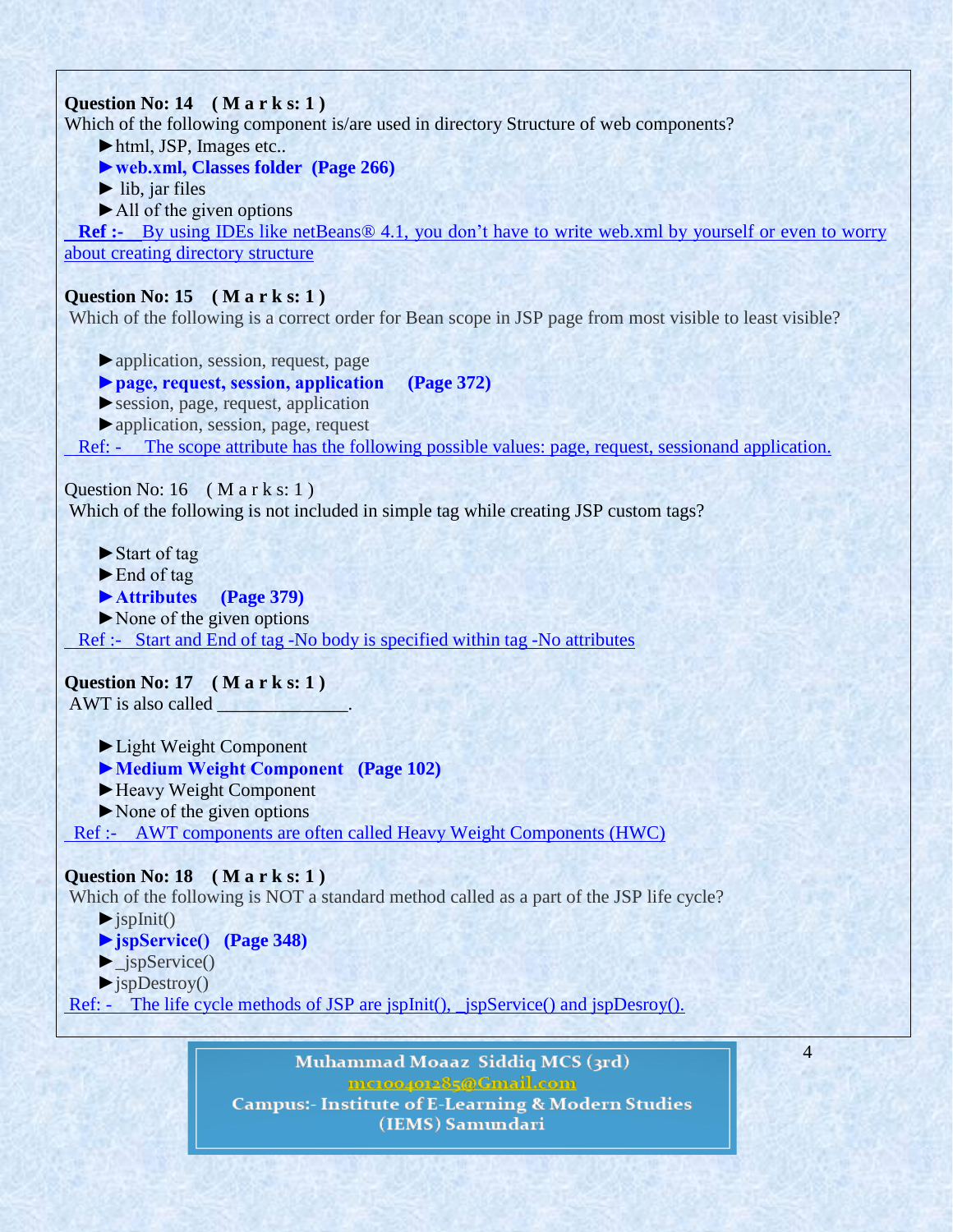**Question No: 14 ( M a r k s: 1 )**
Which of the following component is/are used in directory Structure of web components?

- ►html, JSP, Images etc..
- ►**web.xml, Classes folder (Page 266)**
- ► lib, jar files
- ►All of the given options

**Ref :-** By using IDEs like netBeans® 4.1, you don't have to write web.xml by yourself or even to worry about creating directory structure

**Question No: 15 ( M a r k s: 1 )**
Which of the following is a correct order for Bean scope in JSP page from most visible to least visible?

- ►application, session, request, page
- ►**page, request, session, application (Page 372)**
- ►session, page, request, application
- ►application, session, page, request

Ref: - The scope attribute has the following possible values: page, request, sessionand application.

Question No: 16 ( M a r k s: 1 )
Which of the following is not included in simple tag while creating JSP custom tags?

- ►Start of tag
- ►End of tag
- ►**Attributes (Page 379)**
- ►None of the given options

Ref :- Start and End of tag -No body is specified within tag -No attributes

**Question No: 17 ( M a r k s: 1 )**
AWT is also called ______________.

- ►Light Weight Component
- ►**Medium Weight Component (Page 102)**
- ►Heavy Weight Component
- ►None of the given options

Ref :- AWT components are often called Heavy Weight Components (HWC)

**Question No: 18 ( M a r k s: 1 )**
Which of the following is NOT a standard method called as a part of the JSP life cycle?

- ►jspInit()
- ►**jspService() (Page 348)**
- ►_jspService()
- ►jspDestroy()

Ref: - The life cycle methods of JSP are jspInit(), _jspService() and jspDesroy().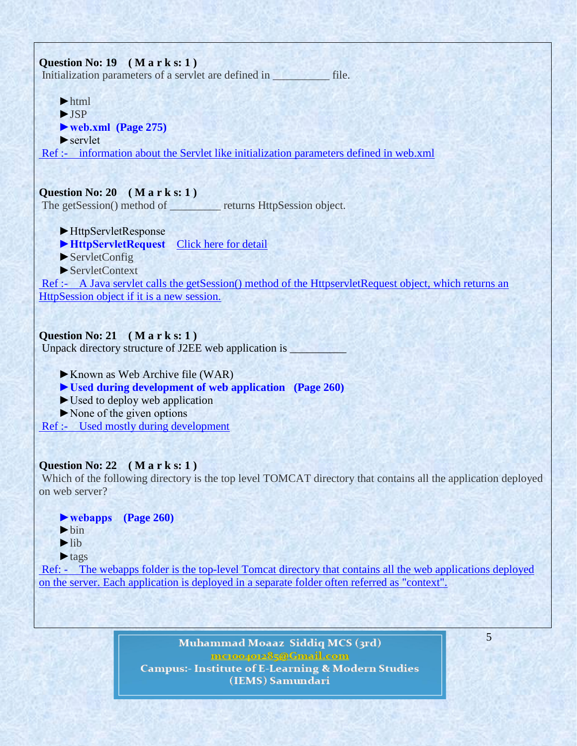**Question No: 19 ( M a r k s: 1 )**
Initialization parameters of a servlet are defined in __________ file.

► html
► JSP
► **web.xml (Page 275)**
► servlet

Ref :- information about the Servlet like initialization parameters defined in web.xml

**Question No: 20 ( M a r k s: 1 )**
The getSession() method of _________ returns HttpSession object.

► HttpServletResponse
► **HttpServletRequest** Click here for detail
► ServletConfig
► ServletContext

Ref :- A Java servlet calls the getSession() method of the HttpservletRequest object, which returns an HttpSession object if it is a new session.

**Question No: 21 ( M a r k s: 1 )**
Unpack directory structure of J2EE web application is __________

► Known as Web Archive file (WAR)
► **Used during development of web application (Page 260)**
► Used to deploy web application
► None of the given options

Ref :- Used mostly during development

**Question No: 22 ( M a r k s: 1 )**
Which of the following directory is the top level TOMCAT directory that contains all the application deployed on web server?

► **webapps (Page 260)**
► bin
► lib
► tags

Ref: - The webapps folder is the top-level Tomcat directory that contains all the web applications deployed on the server. Each application is deployed in a separate folder often referred as "context".

Muhammad Moaaz Siddiq MCS (3rd)
mc100401285@Gmail.com
Campus:- Institute of E-Learning & Modern Studies (IEMS) Samundari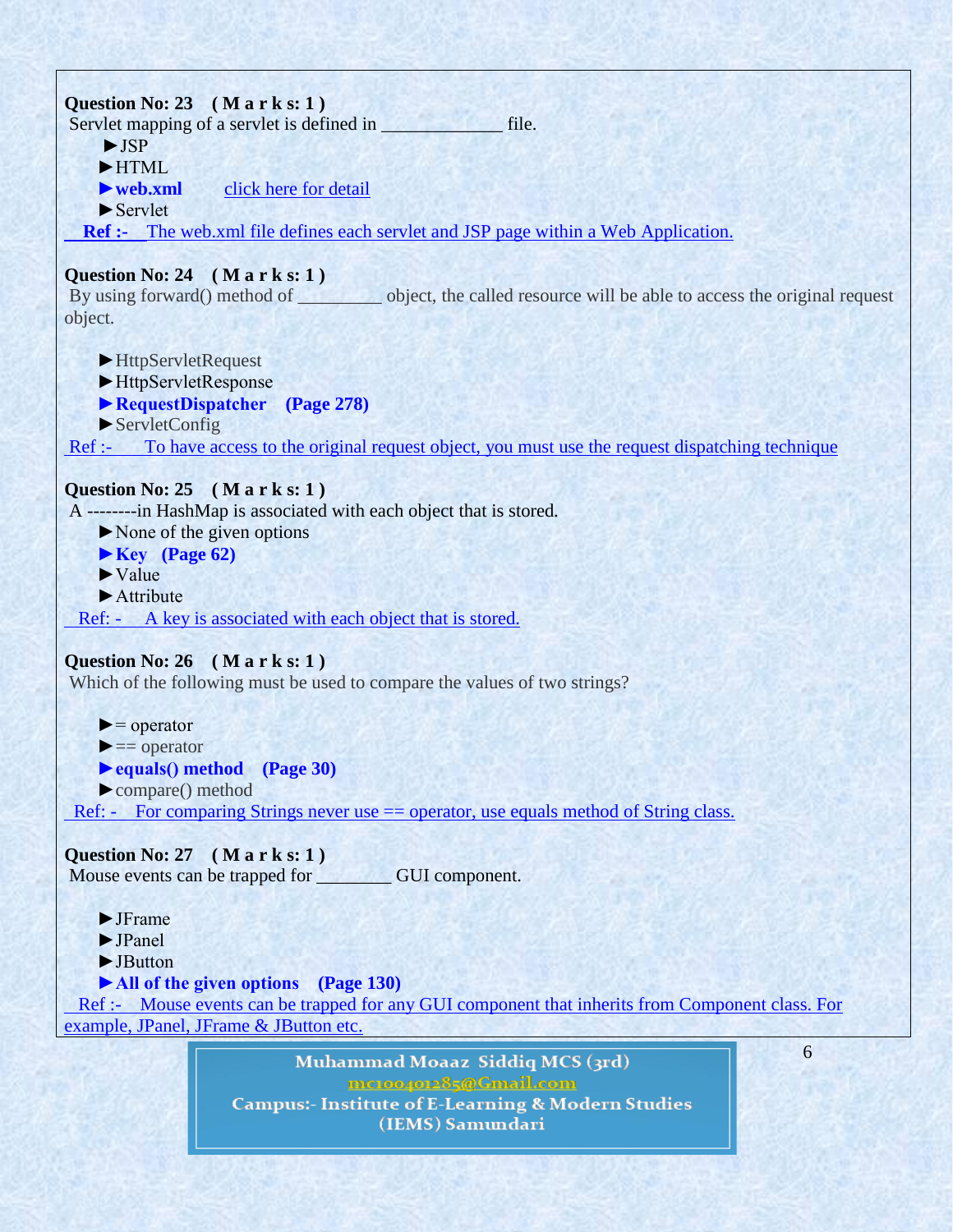**Question No: 23 ( M a r k s: 1 )**
Servlet mapping of a servlet is defined in _____________ file.

► JSP
► HTML
► **web.xml** click here for detail
► Servlet

**Ref :-** The web.xml file defines each servlet and JSP page within a Web Application.

**Question No: 24 ( M a r k s: 1 )**
By using forward() method of _________ object, the called resource will be able to access the original request object.

► HttpServletRequest
► HttpServletResponse
► **RequestDispatcher (Page 278)**
► ServletConfig

Ref :- To have access to the original request object, you must use the request dispatching technique

**Question No: 25 ( M a r k s: 1 )**
A --------in HashMap is associated with each object that is stored.

► None of the given options
► **Key (Page 62)**
► Value
► Attribute

Ref: - A key is associated with each object that is stored.

**Question No: 26 ( M a r k s: 1 )**
Which of the following must be used to compare the values of two strings?

► = operator
► == operator
► **equals() method (Page 30)**
► compare() method

Ref: - For comparing Strings never use == operator, use equals method of String class.

**Question No: 27 ( M a r k s: 1 )**
Mouse events can be trapped for ________ GUI component.

► JFrame
► JPanel
► JButton
► **All of the given options (Page 130)**

Ref :- Mouse events can be trapped for any GUI component that inherits from Component class. For example, JPanel, JFrame & JButton etc.

Muhammad Moaaz Siddiq MCS (3rd)
mc100401285@Gmail.com
Campus:- Institute of E-Learning & Modern Studies (IEMS) Samundari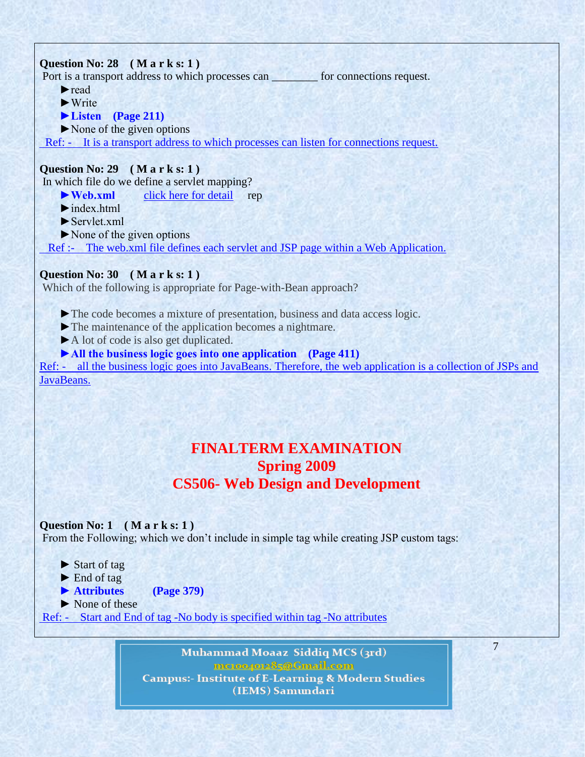**Question No: 28 ( M a r k s: 1 )**
Port is a transport address to which processes can ________ for connections request.

► read
► Write
► **Listen (Page 211)**
► None of the given options

Ref: - It is a transport address to which processes can listen for connections request.

**Question No: 29 ( M a r k s: 1 )**
In which file do we define a servlet mapping?

► **Web.xml** click here for detail rep
► index.html
► Servlet.xml
► None of the given options

Ref :- The web.xml file defines each servlet and JSP page within a Web Application.

**Question No: 30 ( M a r k s: 1 )**
Which of the following is appropriate for Page-with-Bean approach?

► The code becomes a mixture of presentation, business and data access logic.
► The maintenance of the application becomes a nightmare.
► A lot of code is also get duplicated.
► **All the business logic goes into one application (Page 411)**

Ref: - all the business logic goes into JavaBeans. Therefore, the web application is a collection of JSPs and JavaBeans.

# FINALTERM EXAMINATION
# Spring 2009
# CS506- Web Design and Development

**Question No: 1 ( M a r k s: 1 )**
From the Following; which we don't include in simple tag while creating JSP custom tags:

► Start of tag
► End of tag
► **Attributes (Page 379)**
► None of these

Ref: - Start and End of tag -No body is specified within tag -No attributes

Muhammad Moaaz Siddiq MCS (3rd)
mc100401285@Gmail.com
Campus:- Institute of E-Learning & Modern Studies (IEMS) Samundari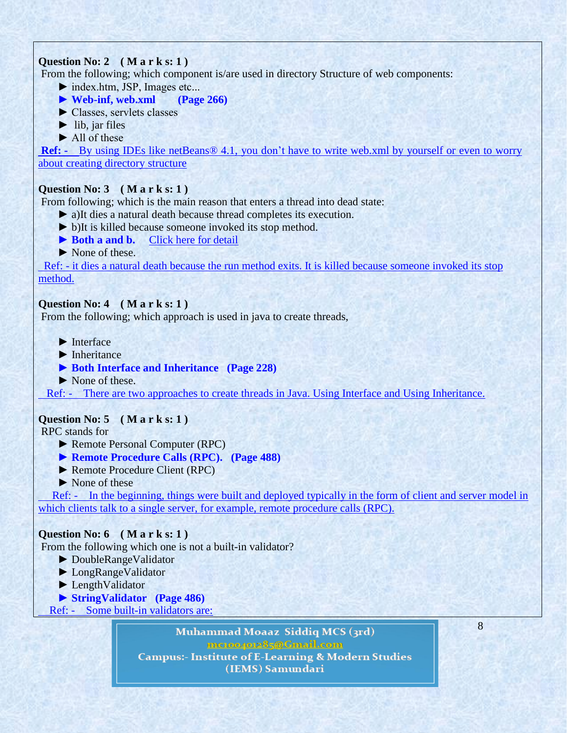**Question No: 2 ( M a r k s: 1 )**

From the following; which component is/are used in directory Structure of web components:

► index.htm, JSP, Images etc...

► **Web-inf, web.xml (Page 266)**

► Classes, servlets classes

► lib, jar files

► All of these

**Ref: -** By using IDEs like netBeans® 4.1, you don't have to write web.xml by yourself or even to worry about creating directory structure

**Question No: 3 ( M a r k s: 1 )**

From following; which is the main reason that enters a thread into dead state:

► a)It dies a natural death because thread completes its execution.

► b)It is killed because someone invoked its stop method.

► **Both a and b.** Click here for detail

► None of these.

Ref: - it dies a natural death because the run method exits. It is killed because someone invoked its stop method.

**Question No: 4 ( M a r k s: 1 )**

From the following; which approach is used in java to create threads,

► Interface

► Inheritance

► **Both Interface and Inheritance (Page 228)**

► None of these.

Ref: - There are two approaches to create threads in Java. Using Interface and Using Inheritance.

**Question No: 5 ( M a r k s: 1 )**

RPC stands for

► Remote Personal Computer (RPC)

► **Remote Procedure Calls (RPC). (Page 488)**

► Remote Procedure Client (RPC)

► None of these

Ref: - In the beginning, things were built and deployed typically in the form of client and server model in which clients talk to a single server, for example, remote procedure calls (RPC).

**Question No: 6 ( M a r k s: 1 )**

From the following which one is not a built-in validator?

► DoubleRangeValidator

► LongRangeValidator

► LengthValidator

► **StringValidator (Page 486)**

Ref: - Some built-in validators are: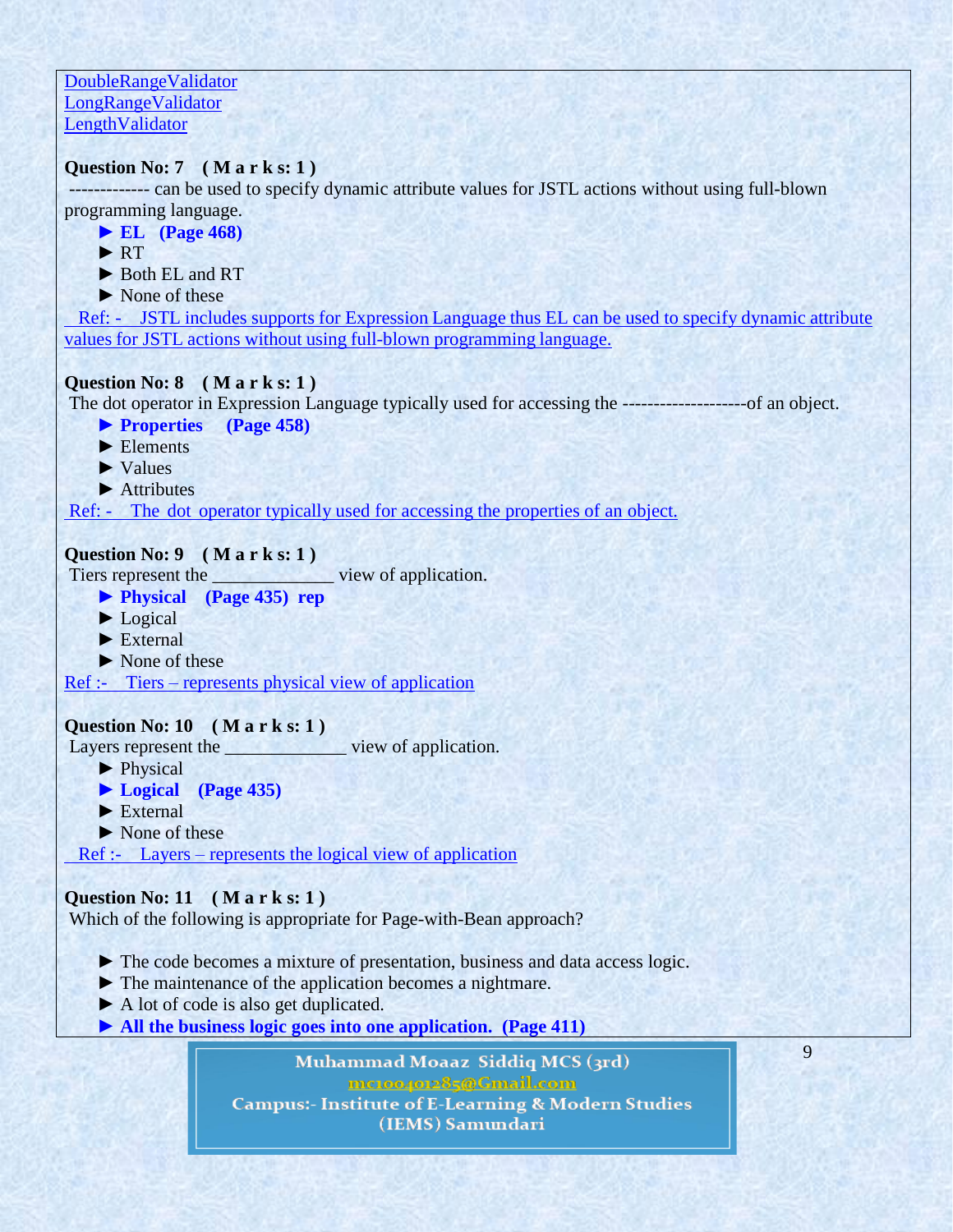DoubleRangeValidator
LongRangeValidator
LengthValidator

**Question No: 7 ( M a r k s: 1 )**

------------ can be used to specify dynamic attribute values for JSTL actions without using full-blown programming language.

► **EL (Page 468)**
► RT
► Both EL and RT
► None of these

Ref: - JSTL includes supports for Expression Language thus EL can be used to specify dynamic attribute values for JSTL actions without using full-blown programming language.

**Question No: 8 ( M a r k s: 1 )**

The dot operator in Expression Language typically used for accessing the -------------------of an object.

► **Properties (Page 458)**
► Elements
► Values
► Attributes

Ref: - The dot operator typically used for accessing the properties of an object.

**Question No: 9 ( M a r k s: 1 )**

Tiers represent the _____________ view of application.

► **Physical (Page 435) rep**
► Logical
► External
► None of these

Ref :- Tiers – represents physical view of application

**Question No: 10 ( M a r k s: 1 )**

Layers represent the _____________ view of application.

► Physical
► **Logical (Page 435)**
► External
► None of these

Ref :- Layers – represents the logical view of application

**Question No: 11 ( M a r k s: 1 )**

Which of the following is appropriate for Page-with-Bean approach?

► The code becomes a mixture of presentation, business and data access logic.
► The maintenance of the application becomes a nightmare.
► A lot of code is also get duplicated.
► **All the business logic goes into one application. (Page 411)**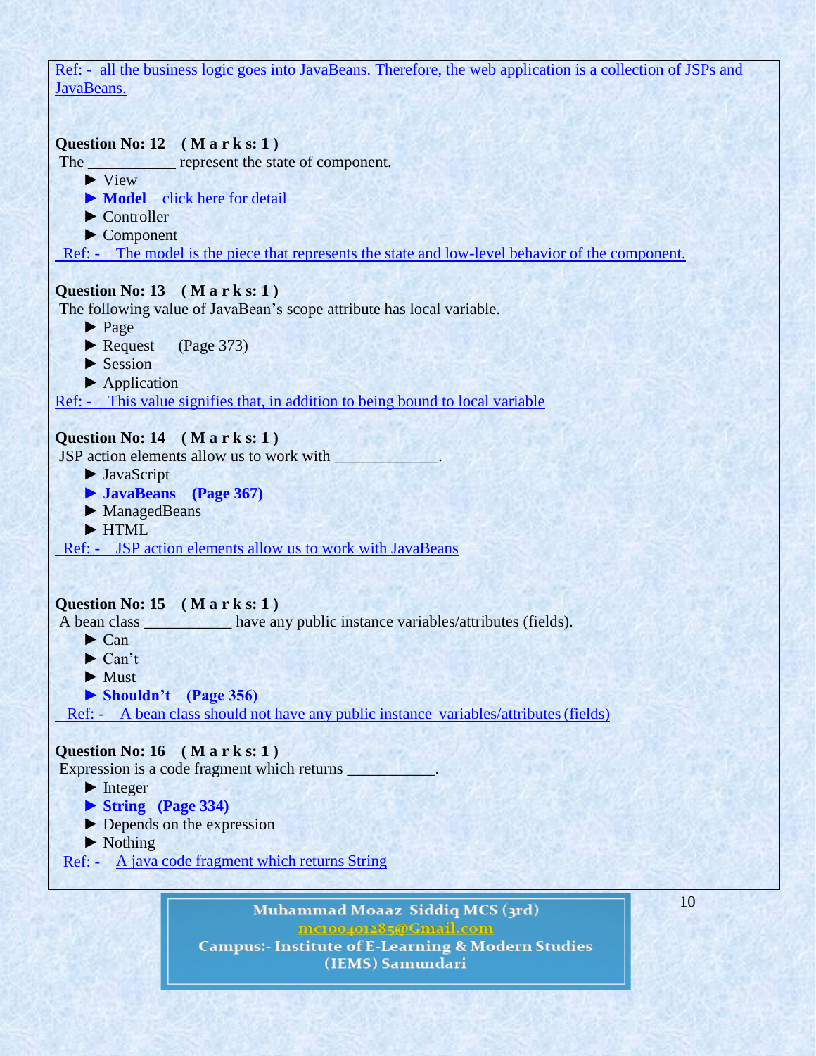Ref: - all the business logic goes into JavaBeans. Therefore, the web application is a collection of JSPs and JavaBeans.

**Question No: 12 ( M a r k s: 1 )**

The ___________ represent the state of component.

► View
► **Model** click here for detail
► Controller
► Component

Ref: - The model is the piece that represents the state and low-level behavior of the component.

**Question No: 13 ( M a r k s: 1 )**

The following value of JavaBean's scope attribute has local variable.

► Page
► Request (Page 373)
► Session
► Application

Ref: - This value signifies that, in addition to being bound to local variable

**Question No: 14 ( M a r k s: 1 )**

JSP action elements allow us to work with _____________.

► JavaScript
► **JavaBeans (Page 367)**
► ManagedBeans
► HTML

Ref: - JSP action elements allow us to work with JavaBeans

**Question No: 15 ( M a r k s: 1 )**

A bean class ___________ have any public instance variables/attributes (fields).

► Can
► Can't
► Must
► **Shouldn't (Page 356)**

Ref: - A bean class should not have any public instance variables/attributes (fields)

**Question No: 16 ( M a r k s: 1 )**

Expression is a code fragment which returns ___________.

► Integer
► **String (Page 334)**
► Depends on the expression
► Nothing

Ref: - A java code fragment which returns String

Muhammad Moaaz Siddiq MCS (3rd)
mc100401285@Gmail.com
Campus:- Institute of E-Learning & Modern Studies (IEMS) Samundari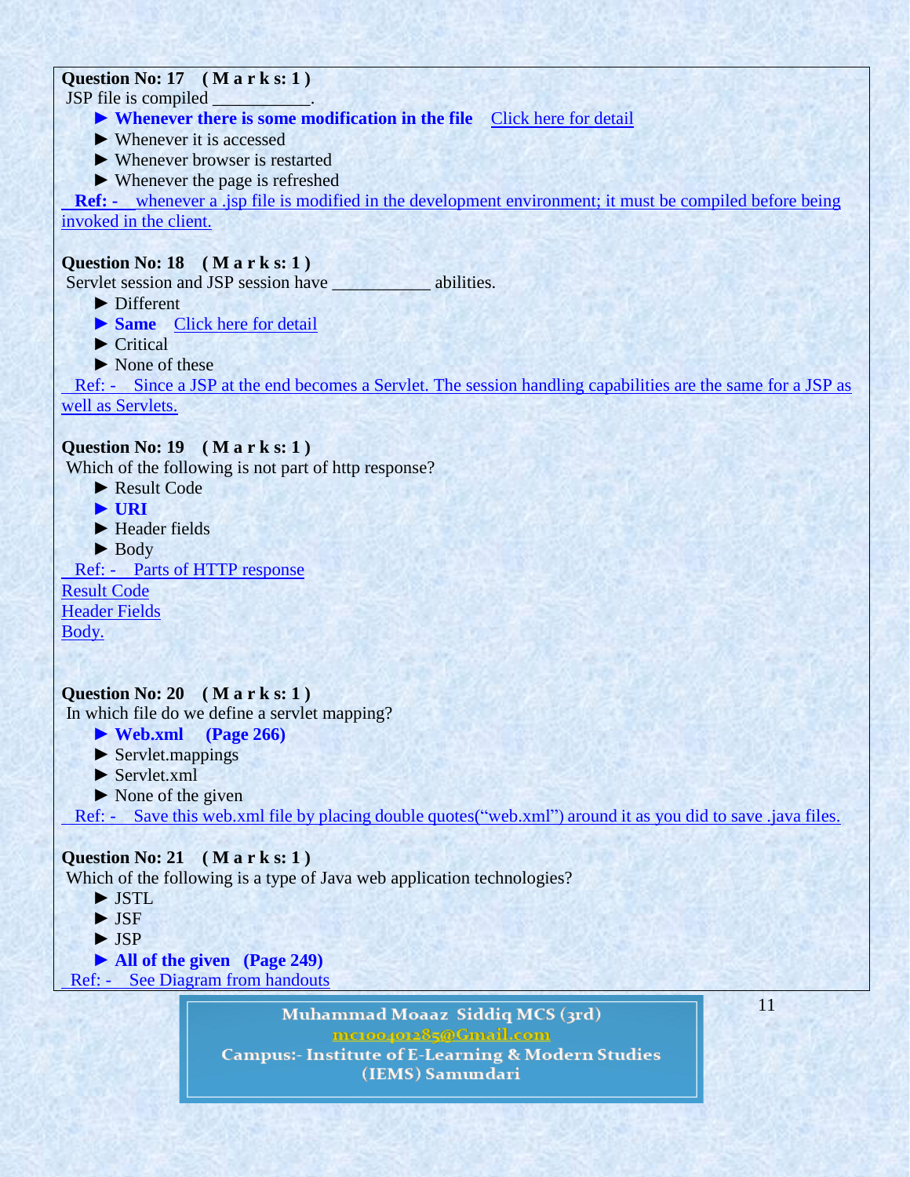**Question No: 17 ( M a r k s: 1 )**

JSP file is compiled ___________.

- ► **Whenever there is some modification in the file** Click here for detail
- ► Whenever it is accessed
- ► Whenever browser is restarted
- ► Whenever the page is refreshed

**Ref: -** whenever a .jsp file is modified in the development environment; it must be compiled before being invoked in the client.

**Question No: 18 ( M a r k s: 1 )**

Servlet session and JSP session have ___________ abilities.

- ► Different
- ► **Same** Click here for detail
- ► Critical
- ► None of these

Ref: - Since a JSP at the end becomes a Servlet. The session handling capabilities are the same for a JSP as well as Servlets.

**Question No: 19 ( M a r k s: 1 )**

Which of the following is not part of http response?

- ► Result Code
- ► **URI**
- ► Header fields
- ► Body

Ref: - Parts of HTTP response
Result Code
Header Fields
Body.

**Question No: 20 ( M a r k s: 1 )**

In which file do we define a servlet mapping?

- ► **Web.xml (Page 266)**
- ► Servlet.mappings
- ► Servlet.xml
- ► None of the given

Ref: - Save this web.xml file by placing double quotes(“web.xml”) around it as you did to save .java files.

**Question No: 21 ( M a r k s: 1 )**

Which of the following is a type of Java web application technologies?

- ► JSTL
- ► JSF
- ► JSP
- ► **All of the given (Page 249)**

Ref: - See Diagram from handouts

Muhammad Moaaz Siddiq MCS (3rd)
mc100401285@Gmail.com
Campus:- Institute of E-Learning & Modern Studies (IEMS) Samundari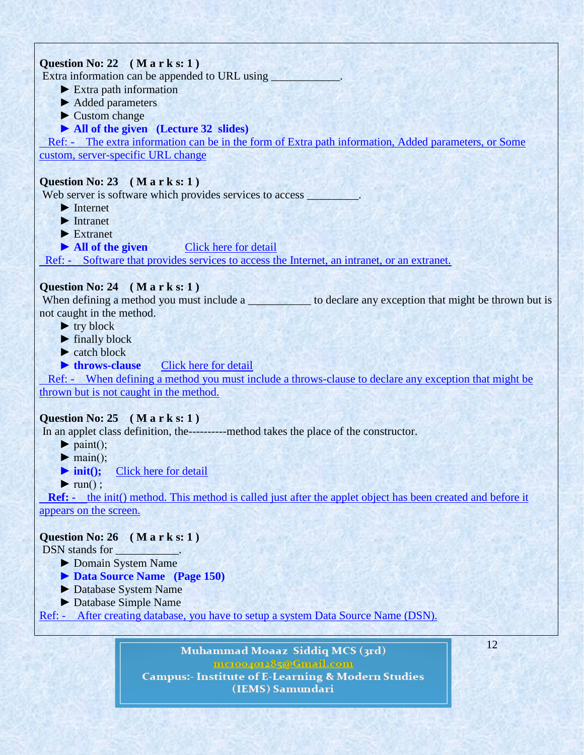**Question No: 22 ( M a r k s: 1 )**
Extra information can be appended to URL using ____________.

- ► Extra path information
- ► Added parameters
- ► Custom change
- ► **All of the given (Lecture 32 slides)**

Ref: - The extra information can be in the form of Extra path information, Added parameters, or Some custom, server-specific URL change

**Question No: 23 ( M a r k s: 1 )**
Web server is software which provides services to access _________.

- ► Internet
- ► Intranet
- ► Extranet
- ► **All of the given** Click here for detail

Ref: - Software that provides services to access the Internet, an intranet, or an extranet.

**Question No: 24 ( M a r k s: 1 )**
When defining a method you must include a ___________ to declare any exception that might be thrown but is not caught in the method.

- ► try block
- ► finally block
- ► catch block
- ► **throws-clause** Click here for detail

Ref: - When defining a method you must include a throws-clause to declare any exception that might be thrown but is not caught in the method.

**Question No: 25 ( M a r k s: 1 )**
In an applet class definition, the----------method takes the place of the constructor.

- ► paint();
- ► main();
- ► **init();** Click here for detail
- ► run() ;

**Ref: -** the init() method. This method is called just after the applet object has been created and before it appears on the screen.

**Question No: 26 ( M a r k s: 1 )**
DSN stands for ___________.

- ► Domain System Name
- ► **Data Source Name (Page 150)**
- ► Database System Name
- ► Database Simple Name

Ref: - After creating database, you have to setup a system Data Source Name (DSN).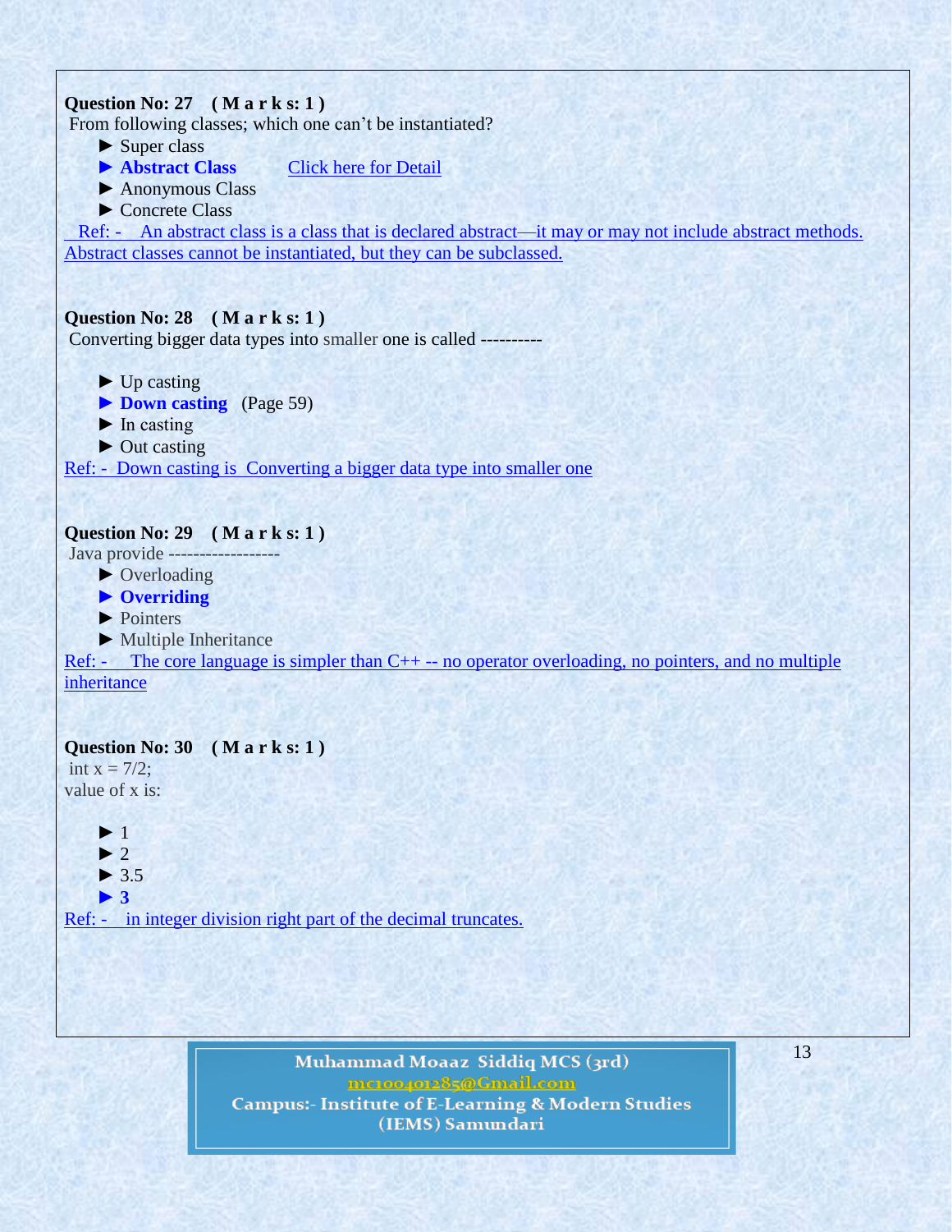**Question No: 27 ( M a r k s: 1 )**

From following classes; which one can't be instantiated?

- ► Super class
- ► **Abstract Class** Click here for Detail
- ► Anonymous Class
- ► Concrete Class

Ref: - An abstract class is a class that is declared abstract—it may or may not include abstract methods. Abstract classes cannot be instantiated, but they can be subclassed.

**Question No: 28 ( M a r k s: 1 )**

Converting bigger data types into smaller one is called ----------

- ► Up casting
- ► **Down casting** (Page 59)
- ► In casting
- ► Out casting

Ref: - Down casting is Converting a bigger data type into smaller one

**Question No: 29 ( M a r k s: 1 )**

Java provide ------------------

- ► Overloading
- ► **Overriding**
- ► Pointers
- ► Multiple Inheritance

Ref: - The core language is simpler than C++ -- no operator overloading, no pointers, and no multiple inheritance

**Question No: 30 ( M a r k s: 1 )**

int x = 7/2;
value of x is:

- ► 1
- ► 2
- ► 3.5
- ► **3**

Ref: - in integer division right part of the decimal truncates.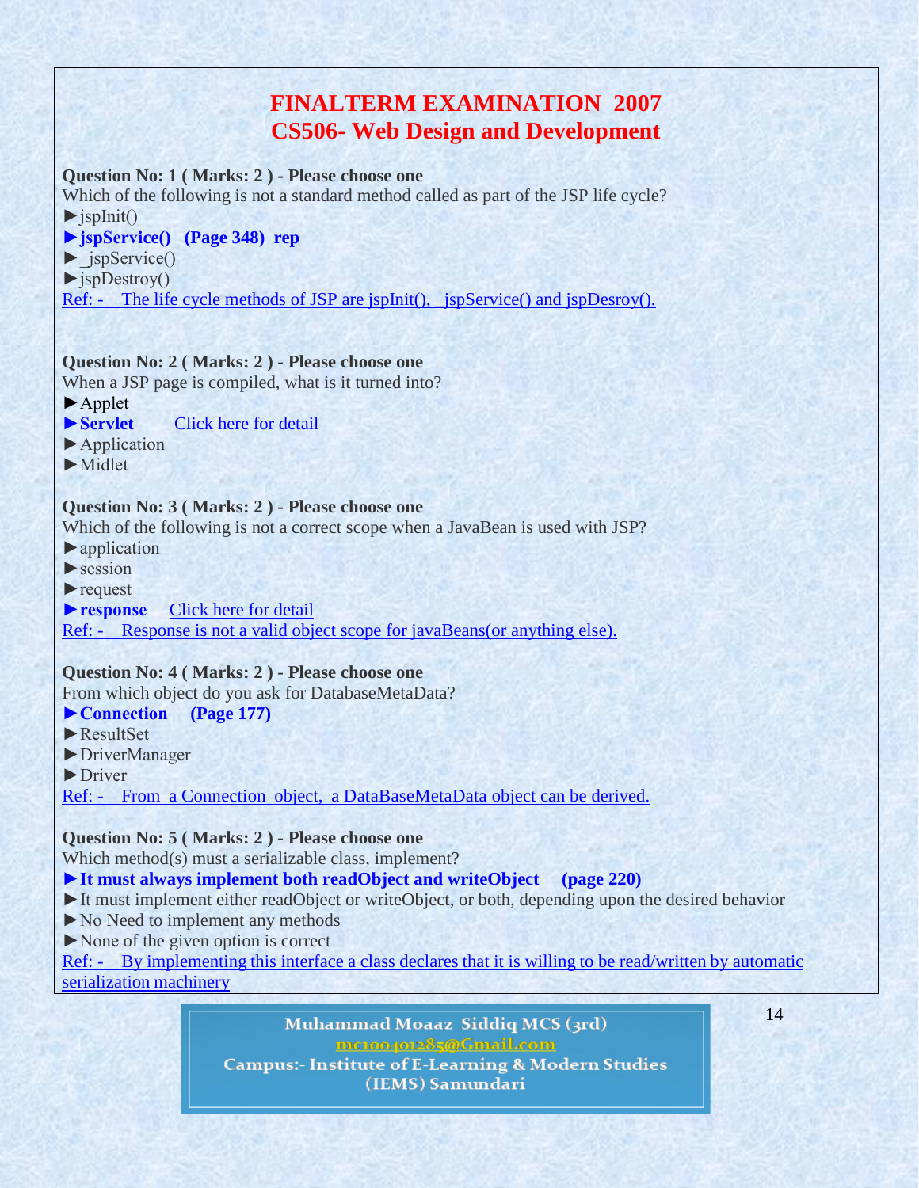# FINALTERM EXAMINATION 2007
# CS506- Web Design and Development

**Question No: 1 ( Marks: 2 ) - Please choose one**

Which of the following is not a standard method called as part of the JSP life cycle?

►jspInit()

**►jspService() (Page 348) rep**

►_jspService()

►jspDestroy()

Ref: - The life cycle methods of JSP are jspInit(), _jspService() and jspDesroy().

**Question No: 2 ( Marks: 2 ) - Please choose one**

When a JSP page is compiled, what is it turned into?

►Applet

**►Servlet** Click here for detail

►Application

►Midlet

**Question No: 3 ( Marks: 2 ) - Please choose one**

Which of the following is not a correct scope when a JavaBean is used with JSP?

►application

►session

►request

**►response** Click here for detail

Ref: - Response is not a valid object scope for javaBeans(or anything else).

**Question No: 4 ( Marks: 2 ) - Please choose one**

From which object do you ask for DatabaseMetaData?

**►Connection (Page 177)**

►ResultSet

►DriverManager

►Driver

Ref: - From a Connection object, a DataBaseMetaData object can be derived.

**Question No: 5 ( Marks: 2 ) - Please choose one**

Which method(s) must a serializable class, implement?

**►It must always implement both readObject and writeObject (page 220)**

►It must implement either readObject or writeObject, or both, depending upon the desired behavior

►No Need to implement any methods

►None of the given option is correct

Ref: - By implementing this interface a class declares that it is willing to be read/written by automatic serialization machinery

Muhammad Moaaz Siddiq MCS (3rd)
mc100401285@Gmail.com
Campus:- Institute of E-Learning & Modern Studies (IEMS) Samundari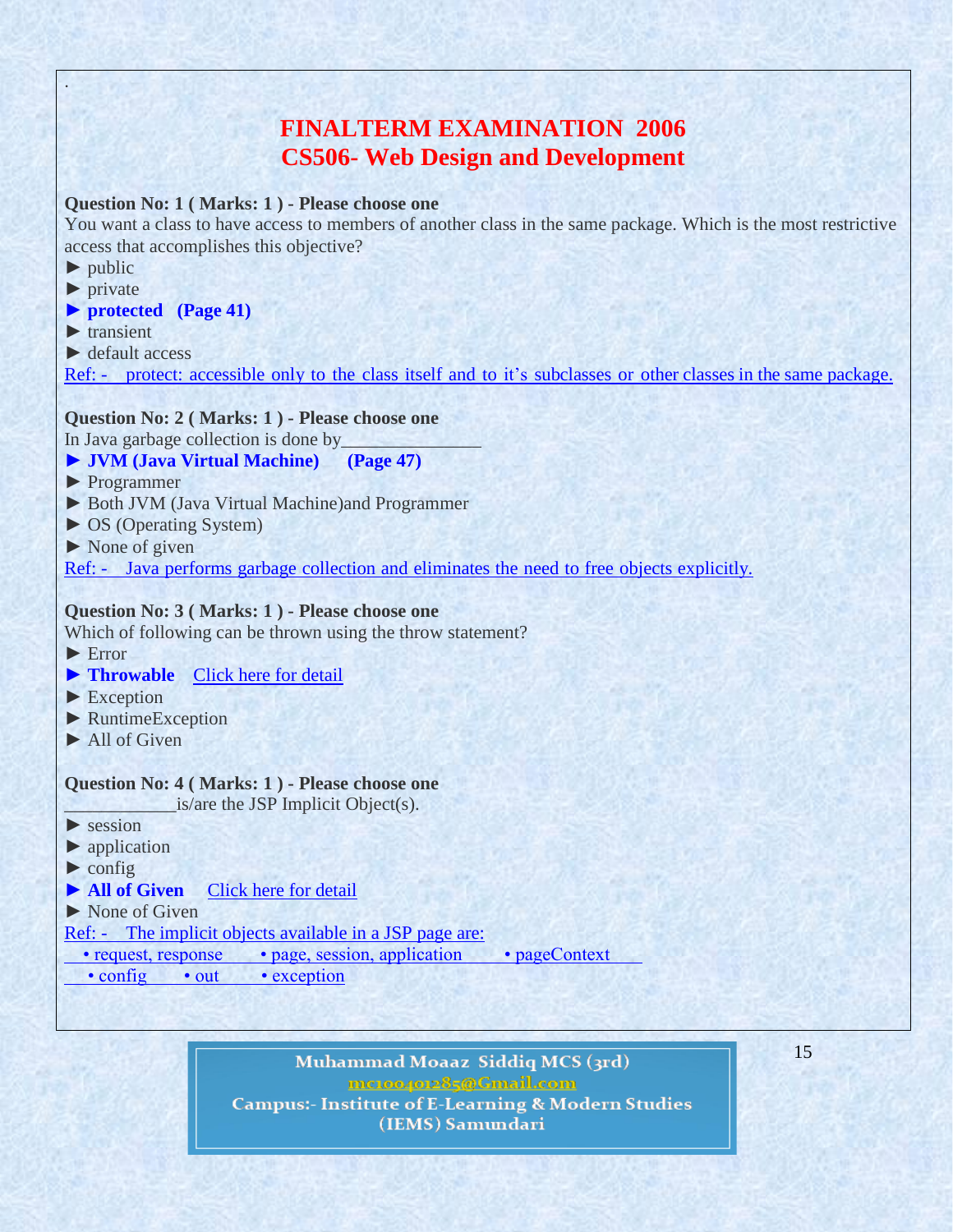.

# FINALTERM EXAMINATION 2006
## CS506- Web Design and Development

**Question No: 1 ( Marks: 1 ) - Please choose one**

You want a class to have access to members of another class in the same package. Which is the most restrictive access that accomplishes this objective?

► public
► private
► **protected (Page 41)**
► transient
► default access

Ref: - protect: accessible only to the class itself and to it's subclasses or other classes in the same package.

**Question No: 2 ( Marks: 1 ) - Please choose one**

In Java garbage collection is done by_______________

► **JVM (Java Virtual Machine) (Page 47)**
► Programmer
► Both JVM (Java Virtual Machine)and Programmer
► OS (Operating System)
► None of given

Ref: - Java performs garbage collection and eliminates the need to free objects explicitly.

**Question No: 3 ( Marks: 1 ) - Please choose one**

Which of following can be thrown using the throw statement?

► Error
► **Throwable** Click here for detail
► Exception
► RuntimeException
► All of Given

**Question No: 4 ( Marks: 1 ) - Please choose one**

____________is/are the JSP Implicit Object(s).

► session
► application
► config
► **All of Given** Click here for detail
► None of Given

Ref: - The implicit objects available in a JSP page are:

• request, response • page, session, application • pageContext
• config • out • exception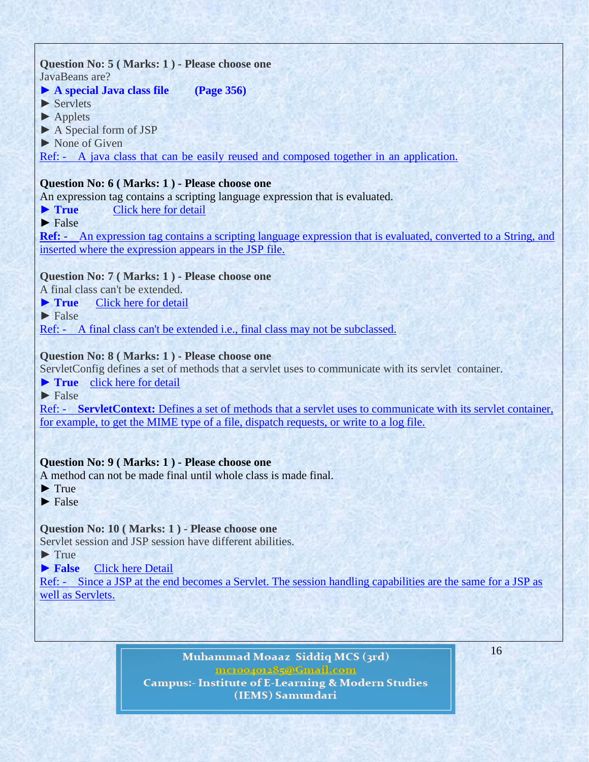**Question No: 5 ( Marks: 1 ) - Please choose one**
JavaBeans are?
► **A special Java class file (Page 356)**
► Servlets
► Applets
► A Special form of JSP
► None of Given
Ref: - A java class that can be easily reused and composed together in an application.

**Question No: 6 ( Marks: 1 ) - Please choose one**
An expression tag contains a scripting language expression that is evaluated.
► **True** Click here for detail
► False
**Ref: -** An expression tag contains a scripting language expression that is evaluated, converted to a String, and inserted where the expression appears in the JSP file.

**Question No: 7 ( Marks: 1 ) - Please choose one**
A final class can't be extended.
► **True** Click here for detail
► False
Ref: - A final class can't be extended i.e., final class may not be subclassed.

**Question No: 8 ( Marks: 1 ) - Please choose one**
ServletConfig defines a set of methods that a servlet uses to communicate with its servlet container.
► **True** click here for detail
► False
Ref: - **ServletContext:** Defines a set of methods that a servlet uses to communicate with its servlet container, for example, to get the MIME type of a file, dispatch requests, or write to a log file.

**Question No: 9 ( Marks: 1 ) - Please choose one**
A method can not be made final until whole class is made final.
► True
► False

**Question No: 10 ( Marks: 1 ) - Please choose one**
Servlet session and JSP session have different abilities.
► True
► **False** Click here Detail
Ref: - Since a JSP at the end becomes a Servlet. The session handling capabilities are the same for a JSP as well as Servlets.

Muhammad Moaaz Siddiq MCS (3rd)
mc100401285@Gmail.com
Campus:- Institute of E-Learning & Modern Studies (IEMS) Samundari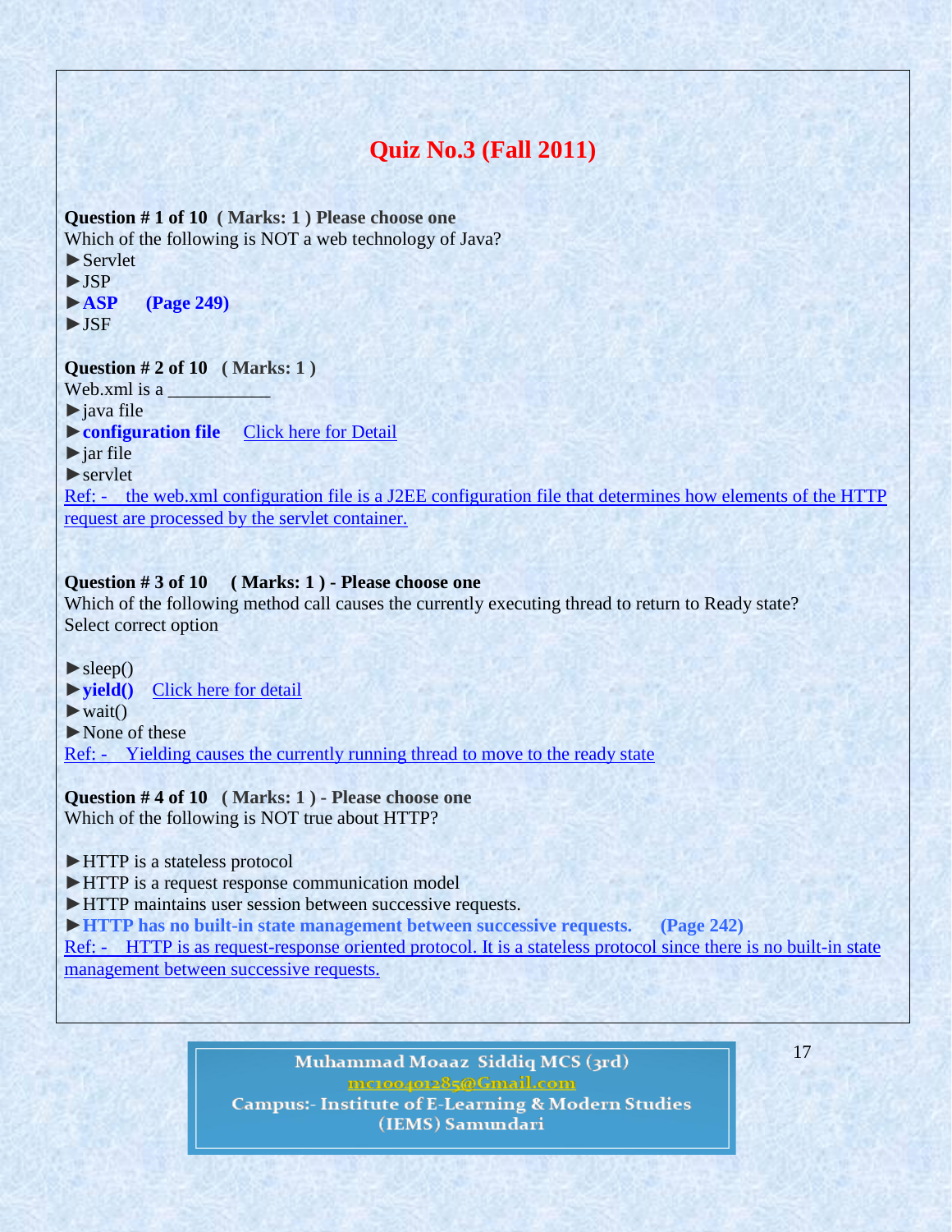# Quiz No.3 (Fall 2011)

**Question # 1 of 10 ( Marks: 1 ) Please choose one**

Which of the following is NOT a web technology of Java?

► Servlet

► JSP

► **ASP (Page 249)**

► JSF

**Question # 2 of 10 ( Marks: 1 )**

Web.xml is a ___________

► java file

► **configuration file** Click here for Detail

► jar file

► servlet

Ref: - the web.xml configuration file is a J2EE configuration file that determines how elements of the HTTP request are processed by the servlet container.

**Question # 3 of 10 ( Marks: 1 ) - Please choose one**

Which of the following method call causes the currently executing thread to return to Ready state? Select correct option

► sleep()

► **yield()** Click here for detail

► wait()

► None of these

Ref: - Yielding causes the currently running thread to move to the ready state

**Question # 4 of 10 ( Marks: 1 ) - Please choose one**

Which of the following is NOT true about HTTP?

► HTTP is a stateless protocol

► HTTP is a request response communication model

► HTTP maintains user session between successive requests.

► **HTTP has no built-in state management between successive requests. (Page 242)**

Ref: - HTTP is as request-response oriented protocol. It is a stateless protocol since there is no built-in state management between successive requests.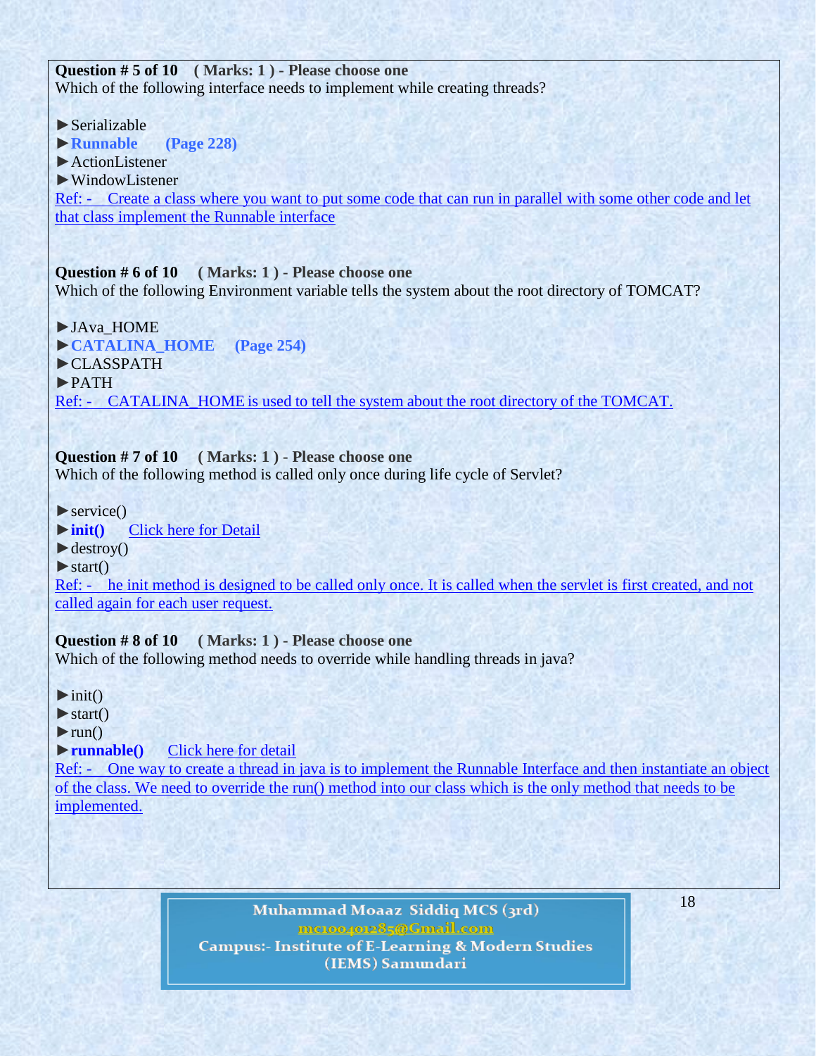**Question # 5 of 10 ( Marks: 1 ) - Please choose one**
Which of the following interface needs to implement while creating threads?

► Serializable
► **Runnable (Page 228)**
► ActionListener
► WindowListener

Ref: - Create a class where you want to put some code that can run in parallel with some other code and let that class implement the Runnable interface

**Question # 6 of 10 ( Marks: 1 ) - Please choose one**
Which of the following Environment variable tells the system about the root directory of TOMCAT?

► JAva_HOME
► **CATALINA_HOME (Page 254)**
► CLASSPATH
► PATH

Ref: - CATALINA_HOME is used to tell the system about the root directory of the TOMCAT.

**Question # 7 of 10 ( Marks: 1 ) - Please choose one**
Which of the following method is called only once during life cycle of Servlet?

► service()
► **init()** Click here for Detail
► destroy()
► start()

Ref: - he init method is designed to be called only once. It is called when the servlet is first created, and not called again for each user request.

**Question # 8 of 10 ( Marks: 1 ) - Please choose one**
Which of the following method needs to override while handling threads in java?

► init()
► start()
► run()
► **runnable()** Click here for detail

Ref: - One way to create a thread in java is to implement the Runnable Interface and then instantiate an object of the class. We need to override the run() method into our class which is the only method that needs to be implemented.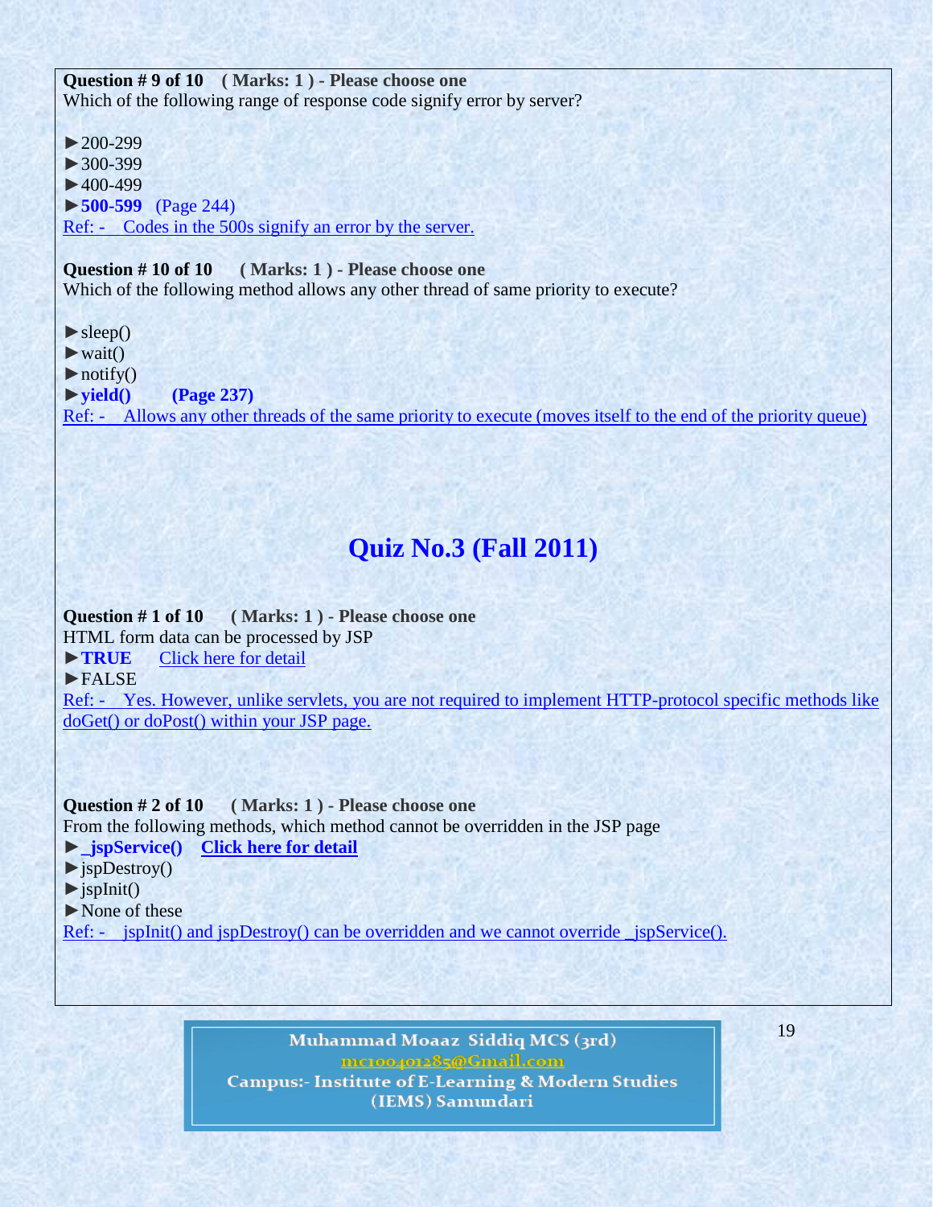**Question # 9 of 10 ( Marks: 1 ) - Please choose one**
Which of the following range of response code signify error by server?

►200-299
►300-399
►400-499
►**500-599** (Page 244)
Ref: - Codes in the 500s signify an error by the server.

**Question # 10 of 10 ( Marks: 1 ) - Please choose one**
Which of the following method allows any other thread of same priority to execute?

►sleep()
►wait()
►notify()
►**yield()** **(Page 237)**
Ref: - Allows any other threads of the same priority to execute (moves itself to the end of the priority queue)

# Quiz No.3 (Fall 2011)

**Question # 1 of 10 ( Marks: 1 ) - Please choose one**
HTML form data can be processed by JSP
►**TRUE** Click here for detail
►FALSE
Ref: - Yes. However, unlike servlets, you are not required to implement HTTP-protocol specific methods like doGet() or doPost() within your JSP page.

**Question # 2 of 10 ( Marks: 1 ) - Please choose one**
From the following methods, which method cannot be overridden in the JSP page
►**_jspService()** **Click here for detail**
►jspDestroy()
►jspInit()
►None of these
Ref: - jspInit() and jspDestroy() can be overridden and we cannot override _jspService().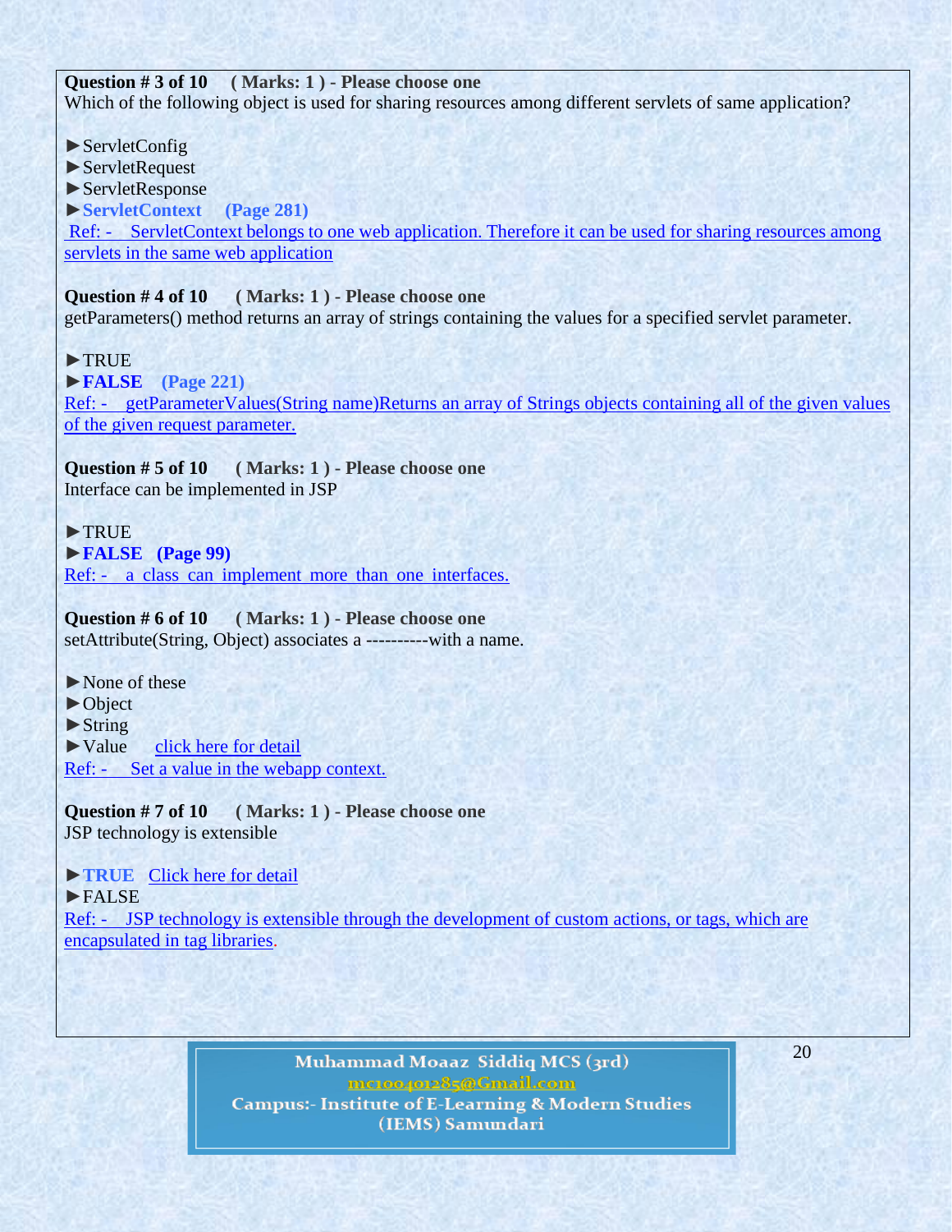**Question # 3 of 10 ( Marks: 1 ) - Please choose one**
Which of the following object is used for sharing resources among different servlets of same application?

► ServletConfig
► ServletRequest
► ServletResponse
► **ServletContext (Page 281)**
Ref: - ServletContext belongs to one web application. Therefore it can be used for sharing resources among servlets in the same web application

**Question # 4 of 10 ( Marks: 1 ) - Please choose one**
getParameters() method returns an array of strings containing the values for a specified servlet parameter.

► TRUE
► **FALSE (Page 221)**
Ref: - getParameterValues(String name)Returns an array of Strings objects containing all of the given values of the given request parameter.

**Question # 5 of 10 ( Marks: 1 ) - Please choose one**
Interface can be implemented in JSP

► TRUE
► **FALSE (Page 99)**
Ref: - a class can implement more than one interfaces.

**Question # 6 of 10 ( Marks: 1 ) - Please choose one**
setAttribute(String, Object) associates a ----------with a name.

► None of these
► Object
► String
► Value click here for detail
Ref: - Set a value in the webapp context.

**Question # 7 of 10 ( Marks: 1 ) - Please choose one**
JSP technology is extensible

► **TRUE** Click here for detail
► FALSE
Ref: - JSP technology is extensible through the development of custom actions, or tags, which are encapsulated in tag libraries.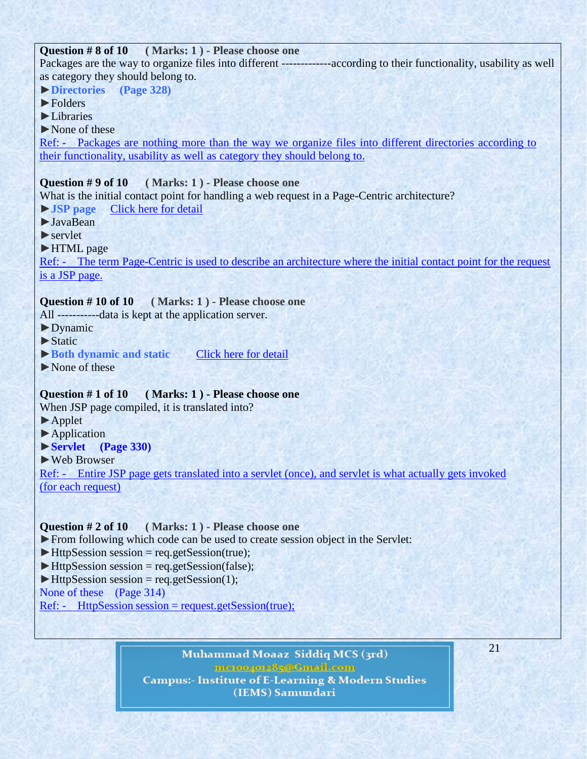**Question # 8 of 10 ( Marks: 1 ) - Please choose one**

Packages are the way to organize files into different -------------according to their functionality, usability as well as category they should belong to.

►**Directories (Page 328)**

►Folders

►Libraries

►None of these

Ref: - Packages are nothing more than the way we organize files into different directories according to their functionality, usability as well as category they should belong to.

**Question # 9 of 10 ( Marks: 1 ) - Please choose one**

What is the initial contact point for handling a web request in a Page-Centric architecture?

►**JSP page** Click here for detail

►JavaBean

►servlet

►HTML page

Ref: - The term Page-Centric is used to describe an architecture where the initial contact point for the request is a JSP page.

**Question # 10 of 10 ( Marks: 1 ) - Please choose one**

All -----------data is kept at the application server.

►Dynamic

►Static

►**Both dynamic and static** Click here for detail

►None of these

**Question # 1 of 10 ( Marks: 1 ) - Please choose one**

When JSP page compiled, it is translated into?

►Applet

►Application

►**Servlet (Page 330)**

►Web Browser

Ref: - Entire JSP page gets translated into a servlet (once), and servlet is what actually gets invoked (for each request)

**Question # 2 of 10 ( Marks: 1 ) - Please choose one**

►From following which code can be used to create session object in the Servlet:

►HttpSession session = req.getSession(true);

►HttpSession session = req.getSession(false);

►HttpSession session = req.getSession(1);

None of these (Page 314)

Ref: - HttpSession session = request.getSession(true);

Muhammad Moaaz Siddiq MCS (3rd)
mc100401285@Gmail.com
Campus:- Institute of E-Learning & Modern Studies (IEMS) Samundari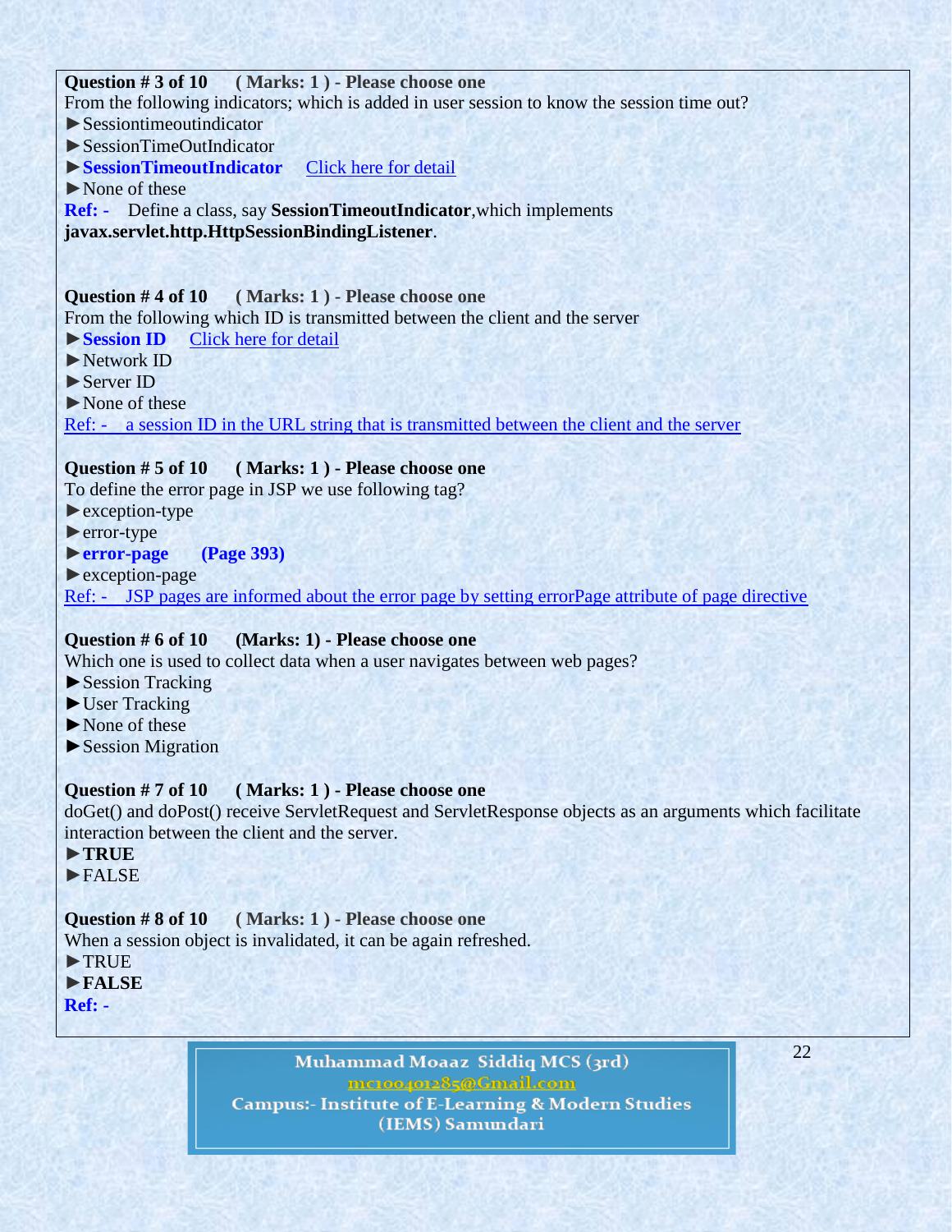**Question # 3 of 10 ( Marks: 1 ) - Please choose one**

From the following indicators; which is added in user session to know the session time out?

► Sessiontimeoutindicator

► SessionTimeOutIndicator

► **SessionTimeoutIndicator** Click here for detail

► None of these

**Ref: -** Define a class, say **SessionTimeoutIndicator**,which implements **javax.servlet.http.HttpSessionBindingListener**.

**Question # 4 of 10 ( Marks: 1 ) - Please choose one**

From the following which ID is transmitted between the client and the server

► **Session ID** Click here for detail

► Network ID

► Server ID

► None of these

Ref: - a session ID in the URL string that is transmitted between the client and the server

**Question # 5 of 10 ( Marks: 1 ) - Please choose one**

To define the error page in JSP we use following tag?

► exception-type

► error-type

► **error-page (Page 393)**

► exception-page

Ref: - JSP pages are informed about the error page by setting errorPage attribute of page directive

**Question # 6 of 10 (Marks: 1) - Please choose one**

Which one is used to collect data when a user navigates between web pages?

► Session Tracking

► User Tracking

► None of these

► Session Migration

**Question # 7 of 10 ( Marks: 1 ) - Please choose one**

doGet() and doPost() receive ServletRequest and ServletResponse objects as an arguments which facilitate interaction between the client and the server.

► **TRUE**

► FALSE

**Question # 8 of 10 ( Marks: 1 ) - Please choose one**

When a session object is invalidated, it can be again refreshed.

► TRUE

► **FALSE**

**Ref: -**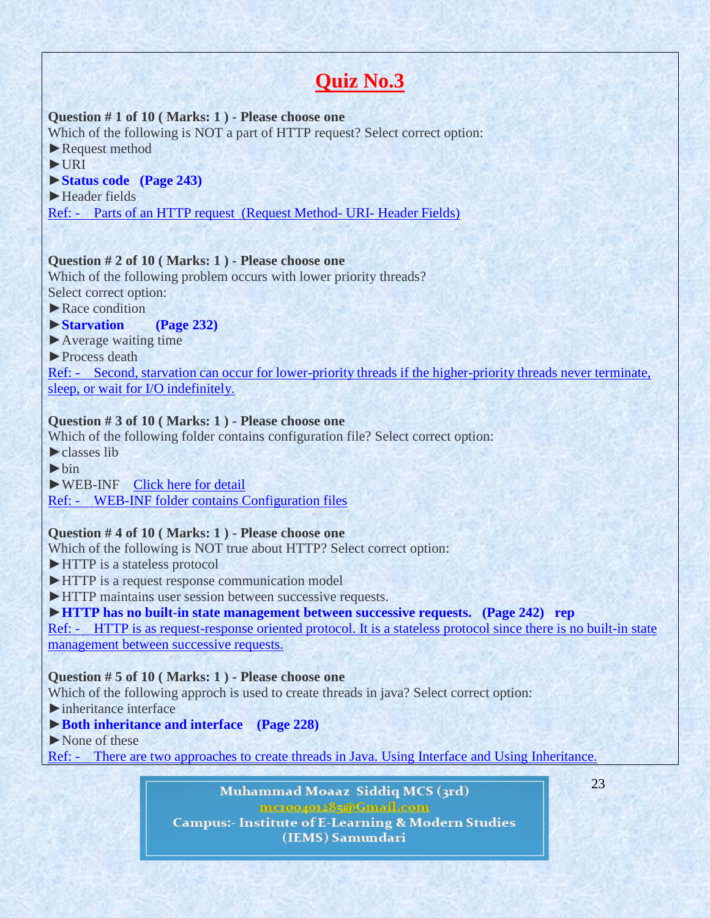# Quiz No.3

**Question # 1 of 10 ( Marks: 1 ) - Please choose one**

Which of the following is NOT a part of HTTP request? Select correct option:

►Request method

►URI

►**Status code (Page 243)**

►Header fields

Ref: - Parts of an HTTP request (Request Method- URI- Header Fields)

**Question # 2 of 10 ( Marks: 1 ) - Please choose one**

Which of the following problem occurs with lower priority threads?

Select correct option:

►Race condition

►**Starvation (Page 232)**

►Average waiting time

►Process death

Ref: - Second, starvation can occur for lower-priority threads if the higher-priority threads never terminate, sleep, or wait for I/O indefinitely.

**Question # 3 of 10 ( Marks: 1 ) - Please choose one**

Which of the following folder contains configuration file? Select correct option:

►classes lib

►bin

►WEB-INF Click here for detail

Ref: - WEB-INF folder contains Configuration files

**Question # 4 of 10 ( Marks: 1 ) - Please choose one**

Which of the following is NOT true about HTTP? Select correct option:

►HTTP is a stateless protocol

►HTTP is a request response communication model

►HTTP maintains user session between successive requests.

►**HTTP has no built-in state management between successive requests. (Page 242) rep**

Ref: - HTTP is as request-response oriented protocol. It is a stateless protocol since there is no built-in state management between successive requests.

**Question # 5 of 10 ( Marks: 1 ) - Please choose one**

Which of the following approch is used to create threads in java? Select correct option:

►inheritance interface

►**Both inheritance and interface (Page 228)**

►None of these

Ref: - There are two approaches to create threads in Java. Using Interface and Using Inheritance.

Muhammad Moaaz Siddiq MCS (3rd)
mc100401285@Gmail.com
Campus:- Institute of E-Learning & Modern Studies (IEMS) Samundari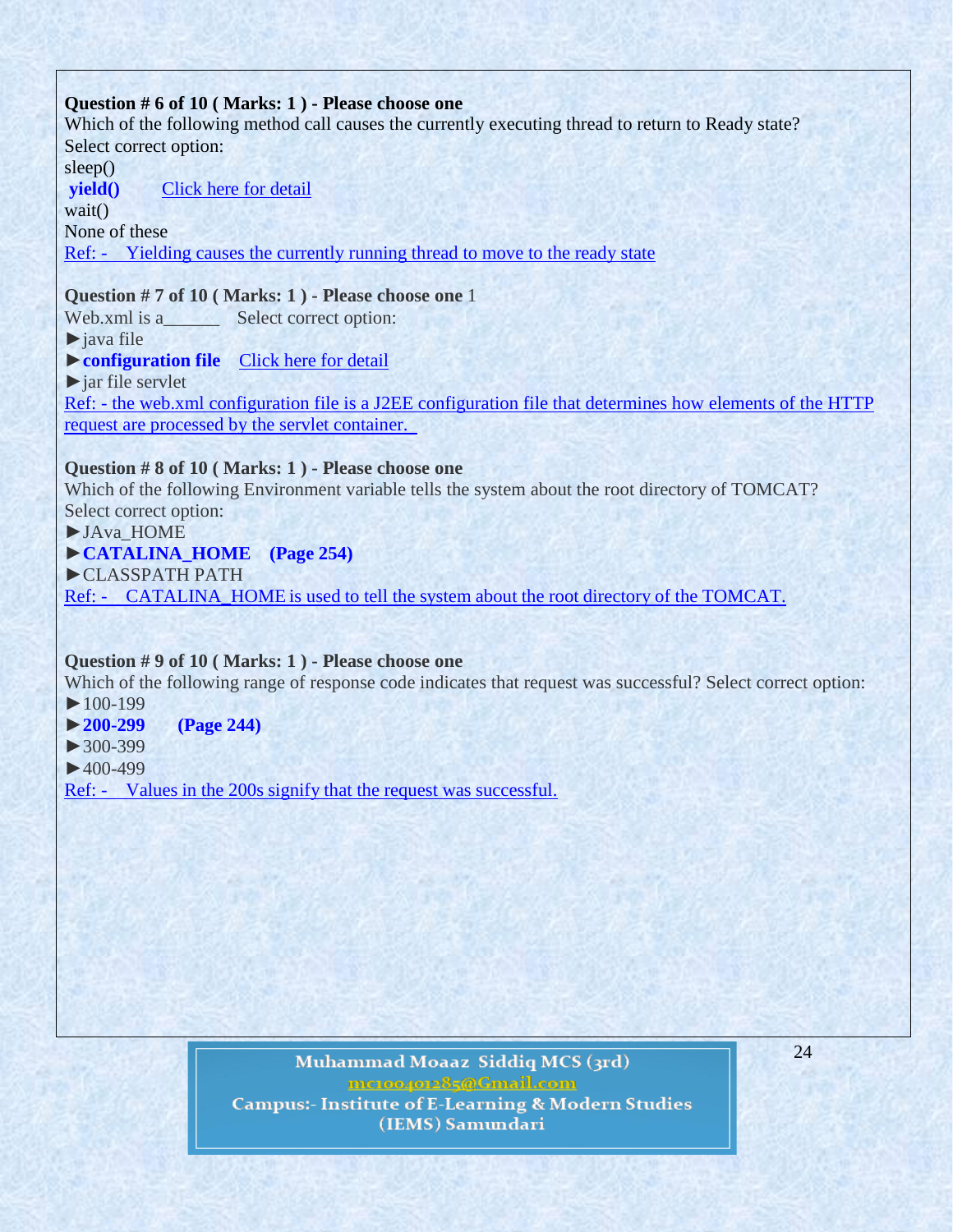**Question # 6 of 10 ( Marks: 1 ) - Please choose one**

Which of the following method call causes the currently executing thread to return to Ready state?

Select correct option:

sleep()

**yield()** Click here for detail

wait()

None of these

Ref: - Yielding causes the currently running thread to move to the ready state

**Question # 7 of 10 ( Marks: 1 ) - Please choose one** 1

Web.xml is a______ Select correct option:

►java file

►**configuration file** Click here for detail

►jar file servlet

Ref: - the web.xml configuration file is a J2EE configuration file that determines how elements of the HTTP request are processed by the servlet container.

**Question # 8 of 10 ( Marks: 1 ) - Please choose one**

Which of the following Environment variable tells the system about the root directory of TOMCAT?

Select correct option:

►JAva_HOME

►**CATALINA_HOME (Page 254)**

►CLASSPATH PATH

Ref: - CATALINA_HOME is used to tell the system about the root directory of the TOMCAT.

**Question # 9 of 10 ( Marks: 1 ) - Please choose one**

Which of the following range of response code indicates that request was successful? Select correct option:

►100-199

►**200-299 (Page 244)**

►300-399

►400-499

Ref: - Values in the 200s signify that the request was successful.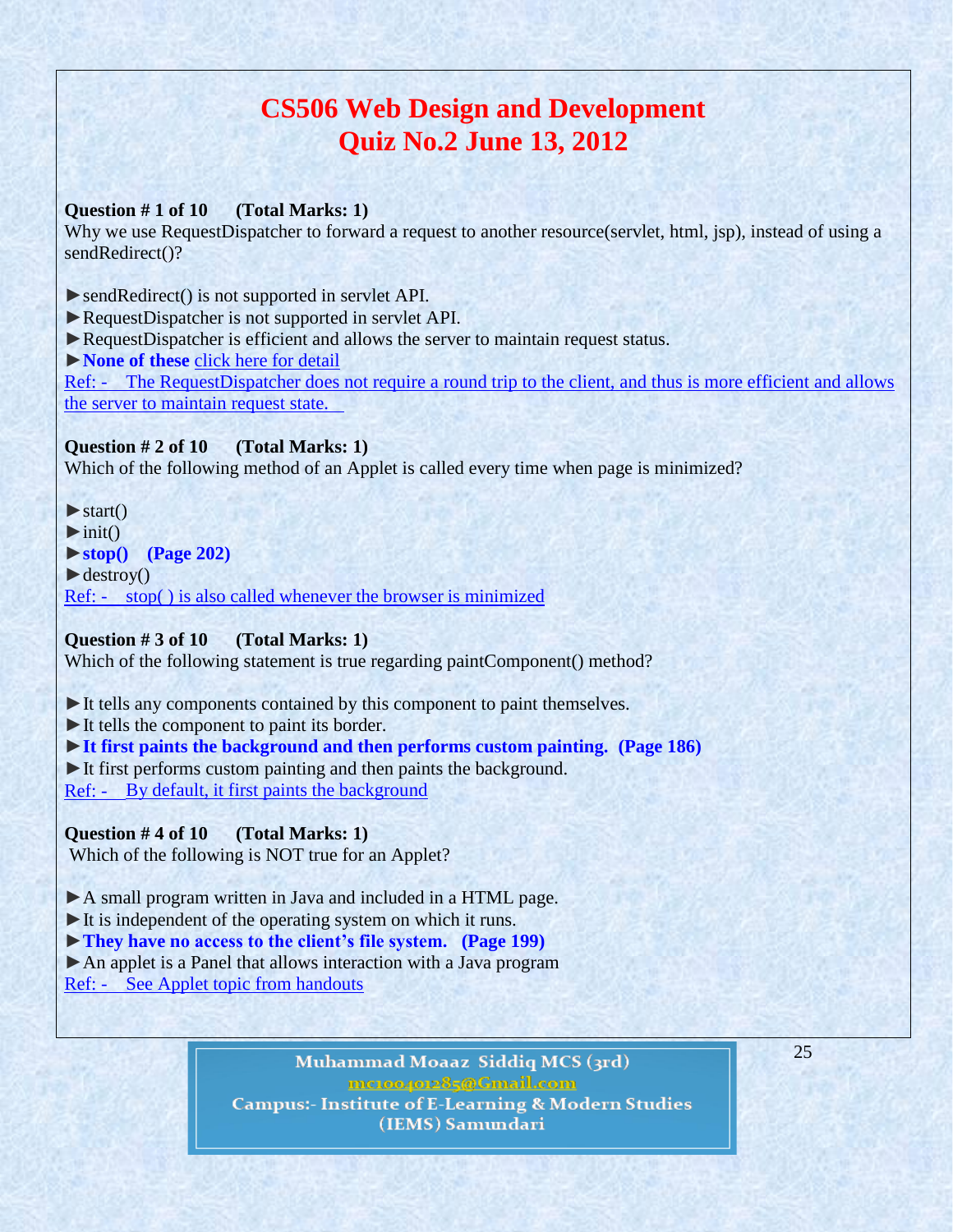# CS506 Web Design and Development
# Quiz No.2 June 13, 2012

**Question # 1 of 10 (Total Marks: 1)**
Why we use RequestDispatcher to forward a request to another resource(servlet, html, jsp), instead of using a sendRedirect()?

► sendRedirect() is not supported in servlet API.
► RequestDispatcher is not supported in servlet API.
► RequestDispatcher is efficient and allows the server to maintain request status.
► **None of these** click here for detail
Ref: - The RequestDispatcher does not require a round trip to the client, and thus is more efficient and allows the server to maintain request state.

**Question # 2 of 10 (Total Marks: 1)**
Which of the following method of an Applet is called every time when page is minimized?

► start()
► init()
► **stop() (Page 202)**
► destroy()
Ref: - stop( ) is also called whenever the browser is minimized

**Question # 3 of 10 (Total Marks: 1)**
Which of the following statement is true regarding paintComponent() method?

► It tells any components contained by this component to paint themselves.
► It tells the component to paint its border.
► **It first paints the background and then performs custom painting. (Page 186)**
► It first performs custom painting and then paints the background.
Ref: - By default, it first paints the background

**Question # 4 of 10 (Total Marks: 1)**
Which of the following is NOT true for an Applet?

► A small program written in Java and included in a HTML page.
► It is independent of the operating system on which it runs.
► **They have no access to the client's file system. (Page 199)**
► An applet is a Panel that allows interaction with a Java program
Ref: - See Applet topic from handouts

Muhammad Moaaz Siddiq MCS (3rd)
mc100401285@Gmail.com
Campus:- Institute of E-Learning & Modern Studies (IEMS) Samundari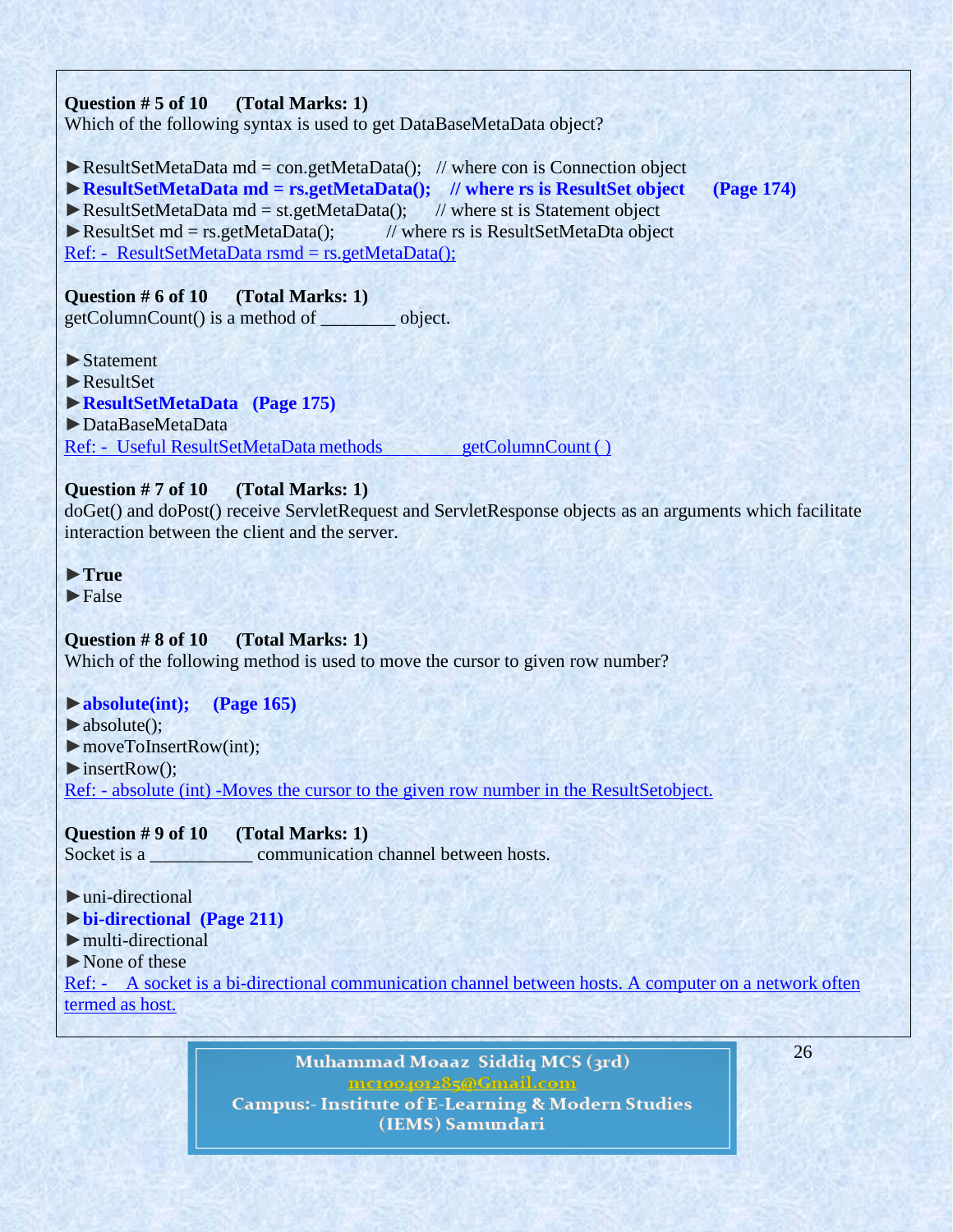**Question # 5 of 10 (Total Marks: 1)**
Which of the following syntax is used to get DataBaseMetaData object?

► ResultSetMetaData md = con.getMetaData(); // where con is Connection object
► **ResultSetMetaData md = rs.getMetaData(); // where rs is ResultSet object (Page 174)**
► ResultSetMetaData md = st.getMetaData(); // where st is Statement object
► ResultSet md = rs.getMetaData(); // where rs is ResultSetMetaDta object
Ref: - ResultSetMetaData rsmd = rs.getMetaData();

**Question # 6 of 10 (Total Marks: 1)**
getColumnCount() is a method of ________ object.

► Statement
► ResultSet
► **ResultSetMetaData (Page 175)**
► DataBaseMetaData
Ref: - Useful ResultSetMetaData methods getColumnCount ( )

**Question # 7 of 10 (Total Marks: 1)**
doGet() and doPost() receive ServletRequest and ServletResponse objects as an arguments which facilitate interaction between the client and the server.

► **True**
► False

**Question # 8 of 10 (Total Marks: 1)**
Which of the following method is used to move the cursor to given row number?

► **absolute(int); (Page 165)**
► absolute();
► moveToInsertRow(int);
► insertRow();
Ref: - absolute (int) -Moves the cursor to the given row number in the ResultSetobject.

**Question # 9 of 10 (Total Marks: 1)**
Socket is a ___________ communication channel between hosts.

► uni-directional
► **bi-directional (Page 211)**
► multi-directional
► None of these
Ref: - A socket is a bi-directional communication channel between hosts. A computer on a network often termed as host.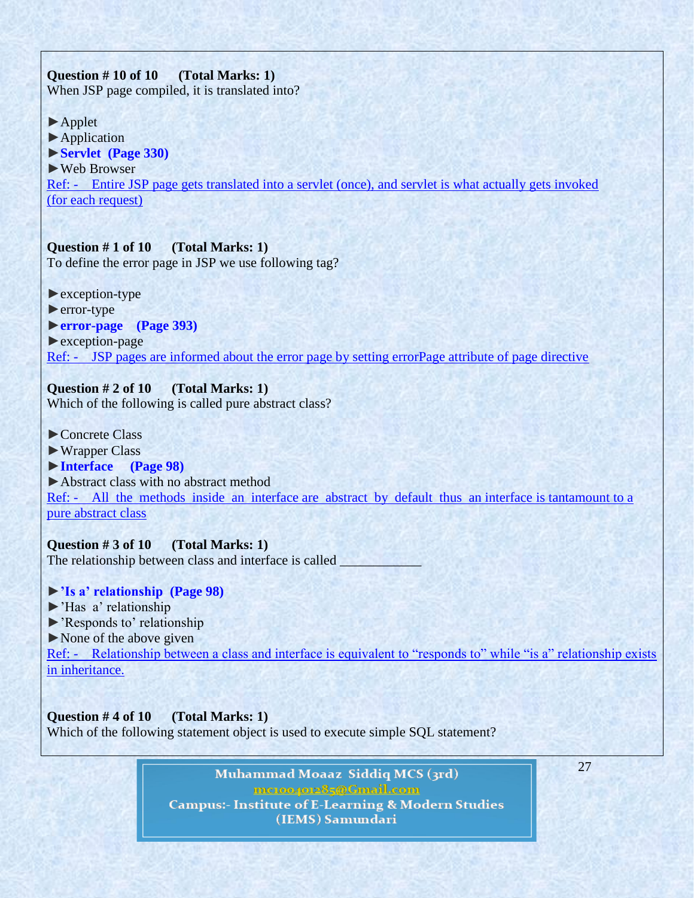**Question # 10 of 10 (Total Marks: 1)**
When JSP page compiled, it is translated into?

►Applet
►Application
►**Servlet (Page 330)**
►Web Browser
Ref: - Entire JSP page gets translated into a servlet (once), and servlet is what actually gets invoked (for each request)

**Question # 1 of 10 (Total Marks: 1)**
To define the error page in JSP we use following tag?

►exception-type
►error-type
►**error-page (Page 393)**
►exception-page
Ref: - JSP pages are informed about the error page by setting errorPage attribute of page directive

**Question # 2 of 10 (Total Marks: 1)**
Which of the following is called pure abstract class?

►Concrete Class
►Wrapper Class
►**Interface (Page 98)**
►Abstract class with no abstract method
Ref: - All the methods inside an interface are abstract by default thus an interface is tantamount to a pure abstract class

**Question # 3 of 10 (Total Marks: 1)**
The relationship between class and interface is called ____________

►**'Is a' relationship (Page 98)**
►'Has a' relationship
►'Responds to' relationship
►None of the above given
Ref: - Relationship between a class and interface is equivalent to "responds to" while "is a" relationship exists in inheritance.

**Question # 4 of 10 (Total Marks: 1)**
Which of the following statement object is used to execute simple SQL statement?

Muhammad Moaaz Siddiq MCS (3rd)
mc100401285@Gmail.com
Campus:- Institute of E-Learning & Modern Studies (IEMS) Samundari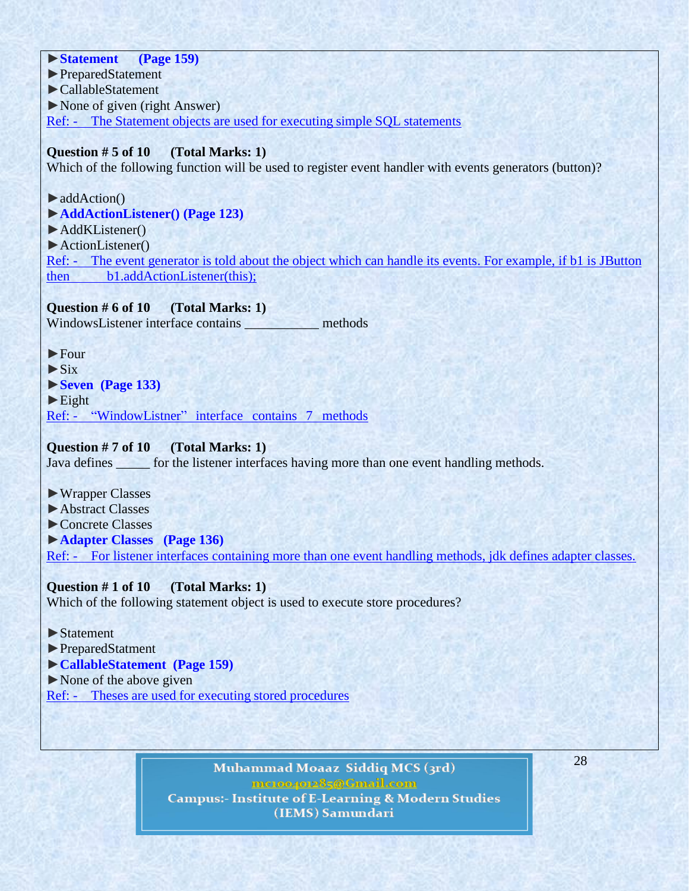►**Statement (Page 159)**
►PreparedStatement
►CallableStatement
►None of given (right Answer)
Ref: - The Statement objects are used for executing simple SQL statements

**Question # 5 of 10 (Total Marks: 1)**
Which of the following function will be used to register event handler with events generators (button)?

►addAction()
►**AddActionListener() (Page 123)**
►AddKListener()
►ActionListener()
Ref: - The event generator is told about the object which can handle its events. For example, if b1 is JButton then b1.addActionListener(this);

**Question # 6 of 10 (Total Marks: 1)**
WindowsListener interface contains ___________ methods

►Four
►Six
►**Seven (Page 133)**
►Eight
Ref: - "WindowListner" interface contains 7 methods

**Question # 7 of 10 (Total Marks: 1)**
Java defines _____ for the listener interfaces having more than one event handling methods.

►Wrapper Classes
►Abstract Classes
►Concrete Classes
►**Adapter Classes (Page 136)**
Ref: - For listener interfaces containing more than one event handling methods, jdk defines adapter classes.

**Question # 1 of 10 (Total Marks: 1)**
Which of the following statement object is used to execute store procedures?

►Statement
►PreparedStatment
►**CallableStatement (Page 159)**
►None of the above given
Ref: - Theses are used for executing stored procedures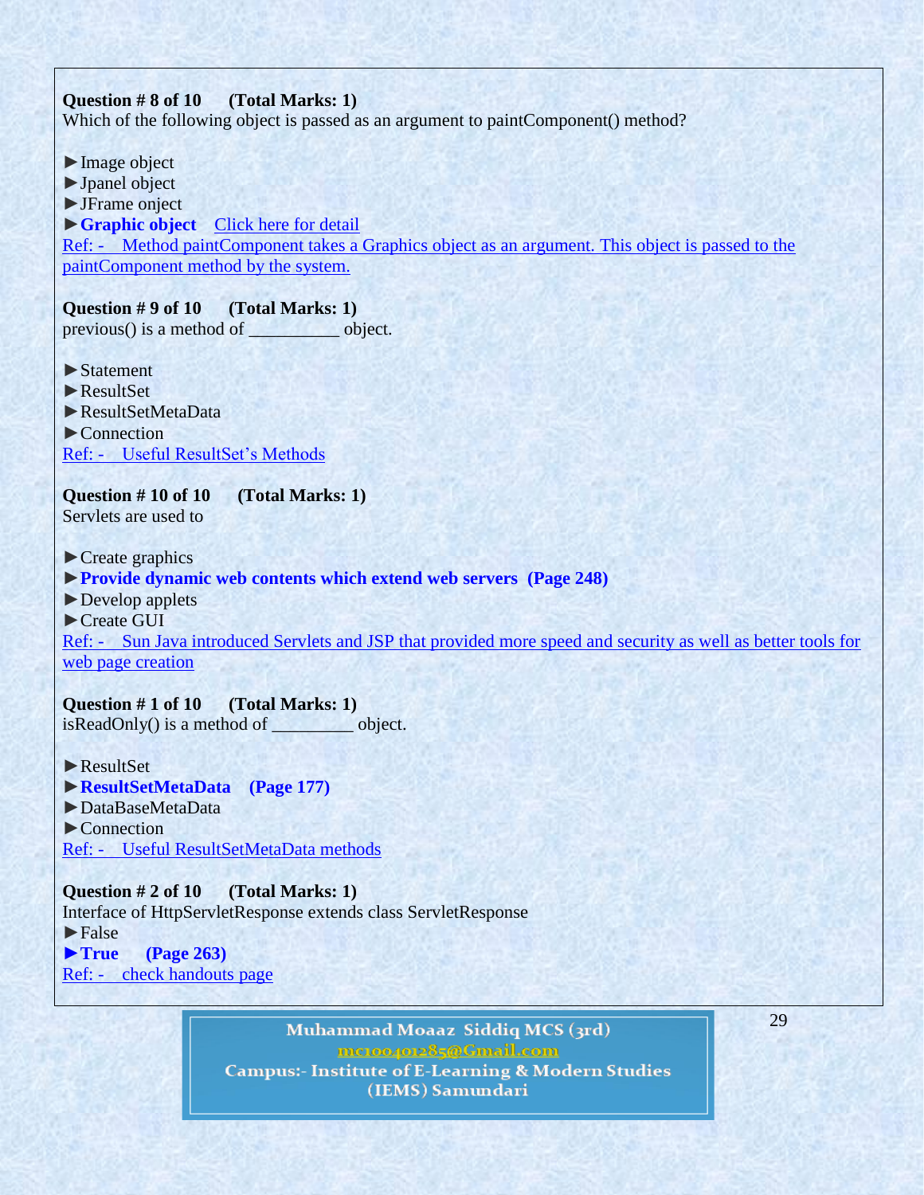**Question # 8 of 10 (Total Marks: 1)**
Which of the following object is passed as an argument to paintComponent() method?

► Image object
► Jpanel object
► JFrame onject
► **Graphic object** Click here for detail
Ref: - Method paintComponent takes a Graphics object as an argument. This object is passed to the paintComponent method by the system.

**Question # 9 of 10 (Total Marks: 1)**
previous() is a method of __________ object.

► Statement
► ResultSet
► ResultSetMetaData
► Connection
Ref: - Useful ResultSet's Methods

**Question # 10 of 10 (Total Marks: 1)**
Servlets are used to

► Create graphics
► **Provide dynamic web contents which extend web servers (Page 248)**
► Develop applets
► Create GUI
Ref: - Sun Java introduced Servlets and JSP that provided more speed and security as well as better tools for web page creation

**Question # 1 of 10 (Total Marks: 1)**
isReadOnly() is a method of _________ object.

► ResultSet
► **ResultSetMetaData (Page 177)**
► DataBaseMetaData
► Connection
Ref: - Useful ResultSetMetaData methods

**Question # 2 of 10 (Total Marks: 1)**
Interface of HttpServletResponse extends class ServletResponse
► False
► **True (Page 263)**
Ref: - check handouts page

Muhammad Moaaz Siddiq MCS (3rd)
mc100401285@Gmail.com
Campus:- Institute of E-Learning & Modern Studies (IEMS) Samundari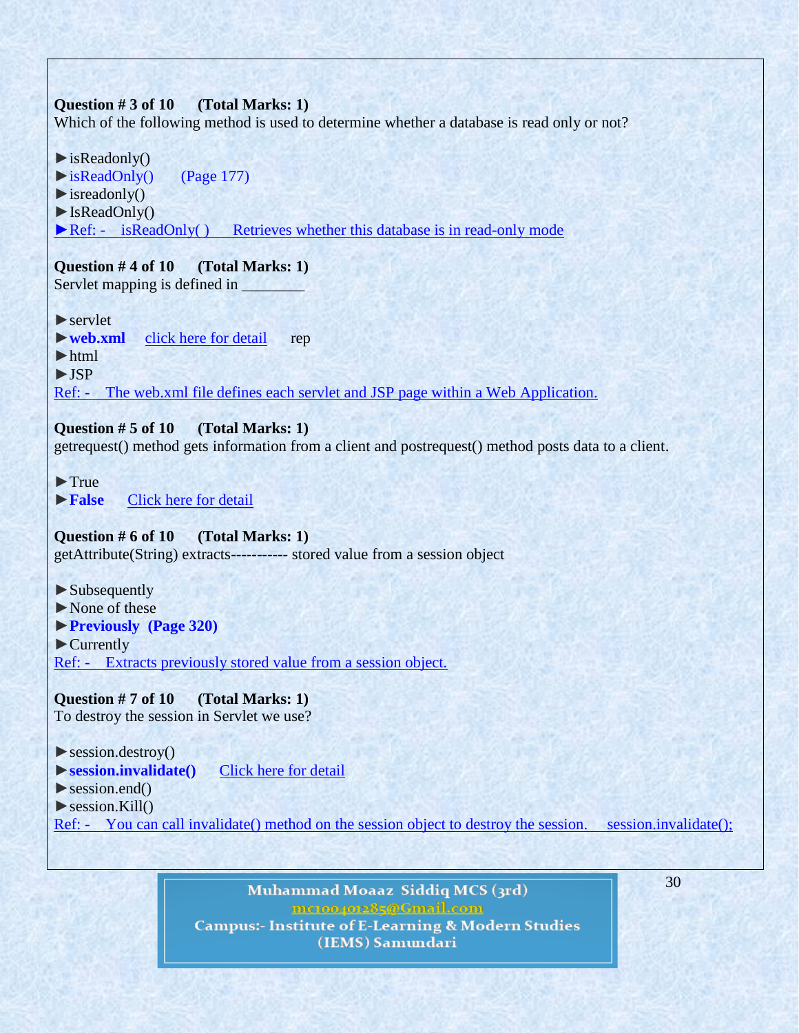**Question # 3 of 10 (Total Marks: 1)**
Which of the following method is used to determine whether a database is read only or not?

► isReadonly()
► isReadOnly() (Page 177)
► isreadonly()
► IsReadOnly()
► Ref: - isReadOnly( ) Retrieves whether this database is in read-only mode

**Question # 4 of 10 (Total Marks: 1)**
Servlet mapping is defined in ________

► servlet
► **web.xml** click here for detail rep
► html
► JSP
Ref: - The web.xml file defines each servlet and JSP page within a Web Application.

**Question # 5 of 10 (Total Marks: 1)**
getrequest() method gets information from a client and postrequest() method posts data to a client.

► True
► **False** Click here for detail

**Question # 6 of 10 (Total Marks: 1)**
getAttribute(String) extracts---------- stored value from a session object

► Subsequently
► None of these
► **Previously (Page 320)**
► Currently
Ref: - Extracts previously stored value from a session object.

**Question # 7 of 10 (Total Marks: 1)**
To destroy the session in Servlet we use?

► session.destroy()
► **session.invalidate()** Click here for detail
► session.end()
► session.Kill()
Ref: - You can call invalidate() method on the session object to destroy the session. session.invalidate();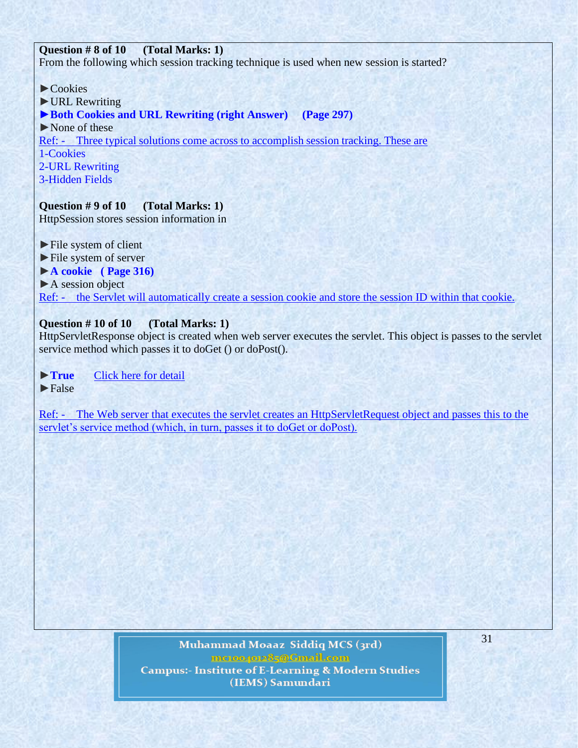**Question # 8 of 10 (Total Marks: 1)**
From the following which session tracking technique is used when new session is started?

►Cookies
►URL Rewriting
►**Both Cookies and URL Rewriting (right Answer) (Page 297)**
►None of these

Ref: - Three typical solutions come across to accomplish session tracking. These are
1-Cookies
2-URL Rewriting
3-Hidden Fields

**Question # 9 of 10 (Total Marks: 1)**
HttpSession stores session information in

►File system of client
►File system of server
►**A cookie ( Page 316)**
►A session object

Ref: - the Servlet will automatically create a session cookie and store the session ID within that cookie.

**Question # 10 of 10 (Total Marks: 1)**
HttpServletResponse object is created when web server executes the servlet. This object is passes to the servlet service method which passes it to doGet () or doPost().

►**True** Click here for detail
►False

Ref: - The Web server that executes the servlet creates an HttpServletRequest object and passes this to the servlet's service method (which, in turn, passes it to doGet or doPost).

Muhammad Moaaz Siddiq MCS (3rd)
mc100401285@Gmail.com
Campus:- Institute of E-Learning & Modern Studies (IEMS) Samundari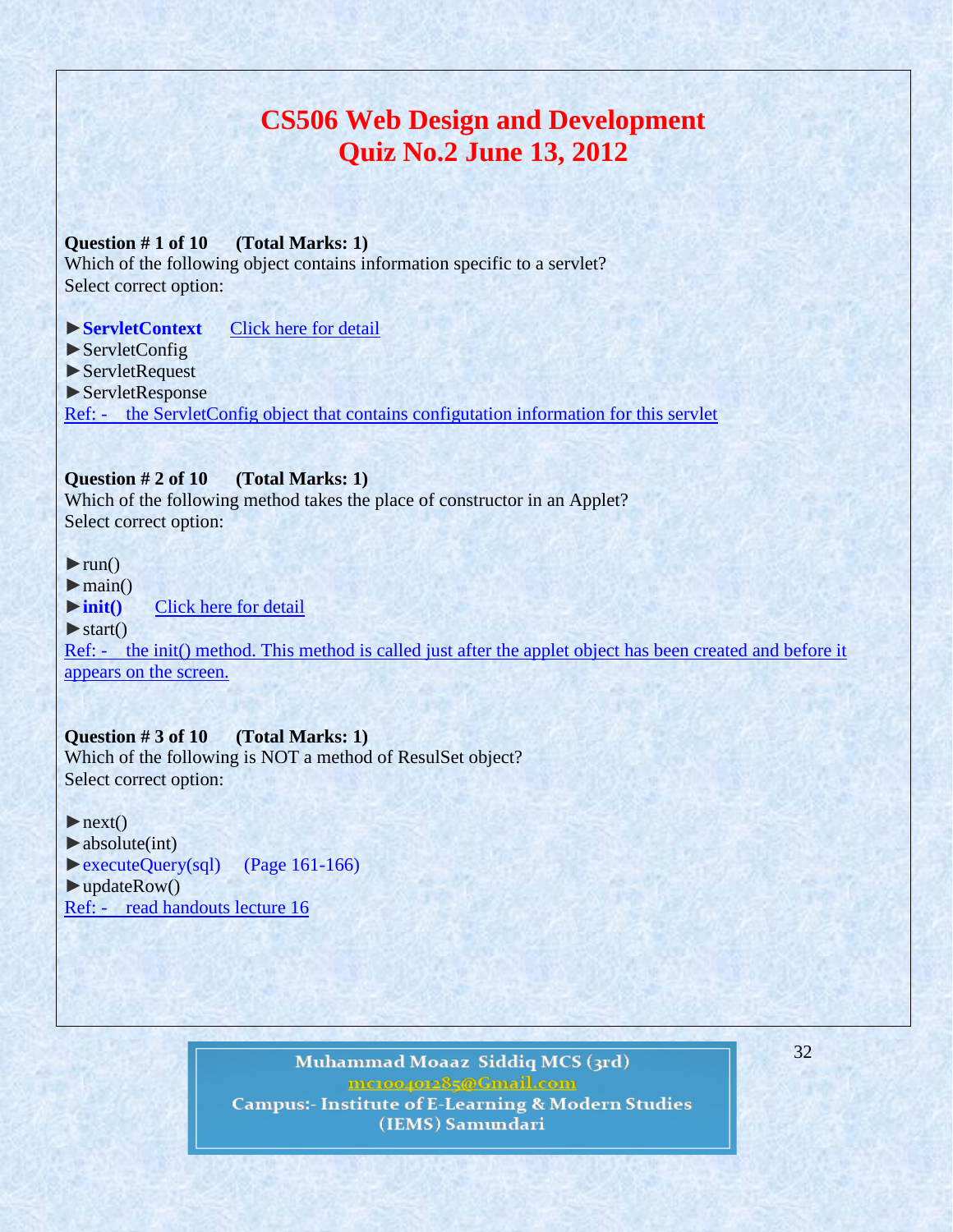# CS506 Web Design and Development
## Quiz No.2 June 13, 2012

**Question # 1 of 10 (Total Marks: 1)**
Which of the following object contains information specific to a servlet?
Select correct option:

► **ServletContext** Click here for detail
► ServletConfig
► ServletRequest
► ServletResponse
Ref: - the ServletConfig object that contains configutation information for this servlet

**Question # 2 of 10 (Total Marks: 1)**
Which of the following method takes the place of constructor in an Applet?
Select correct option:

► run()
► main()
► **init()** Click here for detail
► start()
Ref: - the init() method. This method is called just after the applet object has been created and before it appears on the screen.

**Question # 3 of 10 (Total Marks: 1)**
Which of the following is NOT a method of ResulSet object?
Select correct option:

► next()
► absolute(int)
► executeQuery(sql) (Page 161-166)
► updateRow()
Ref: - read handouts lecture 16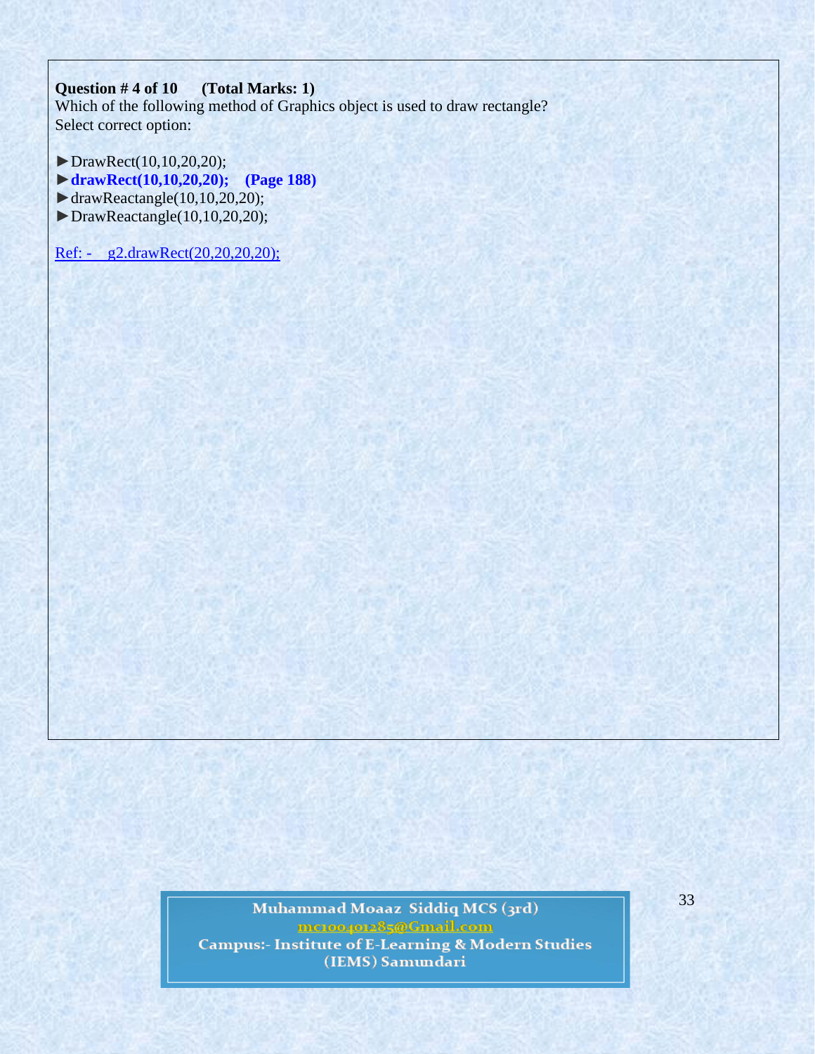**Question # 4 of 10 (Total Marks: 1)**
Which of the following method of Graphics object is used to draw rectangle?
Select correct option:

► DrawRect(10,10,20,20);
► **drawRect(10,10,20,20); (Page 188)**
► drawReactangle(10,10,20,20);
► DrawReactangle(10,10,20,20);

Ref: - g2.drawRect(20,20,20,20);

**Muhammad Moaaz Siddiq MCS (3rd)**
mc100401285@Gmail.com
**Campus:- Institute of E-Learning & Modern Studies (IEMS) Samundari**